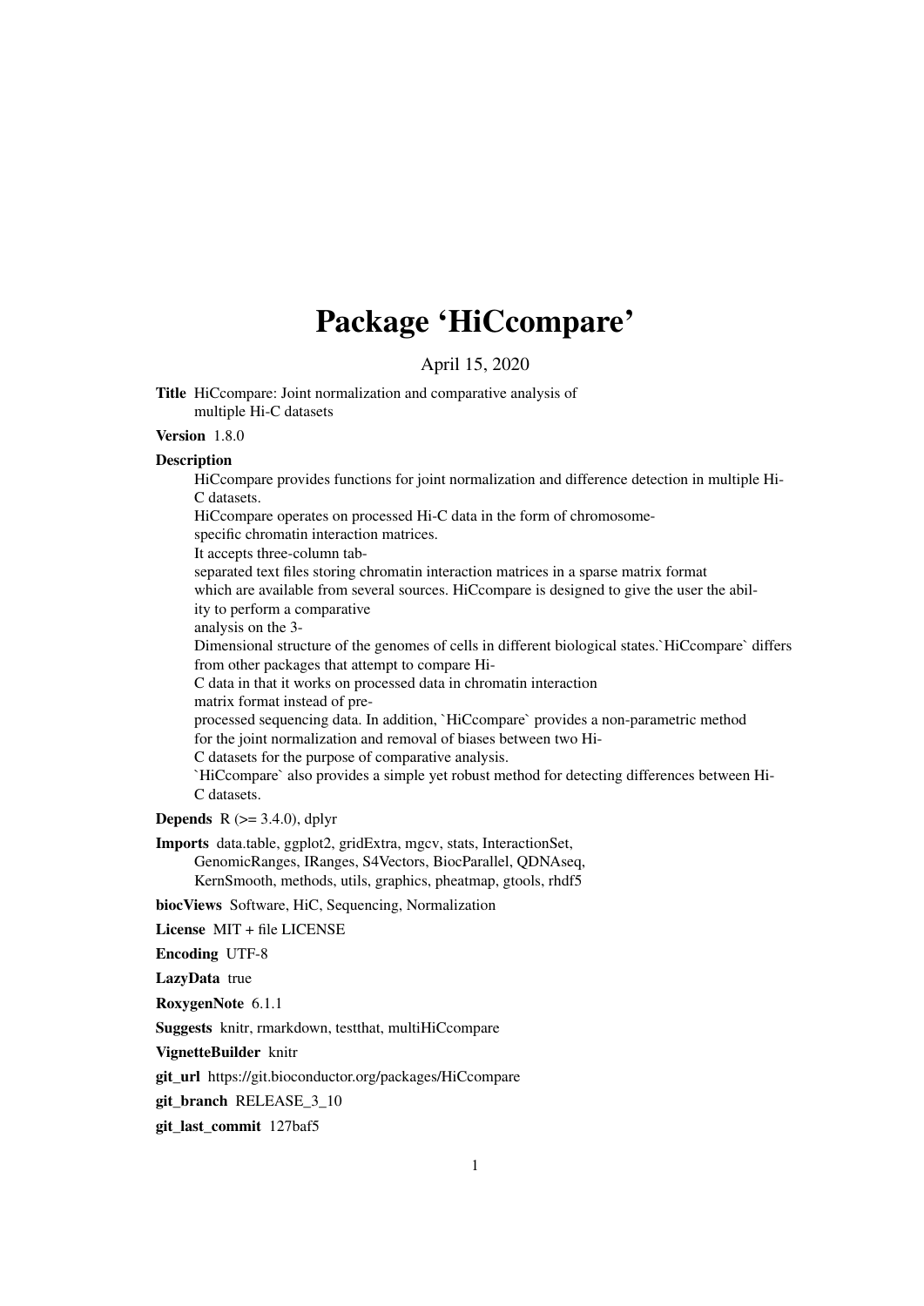# Package 'HiCcompare'

April 15, 2020

**Title** HiCcompare: Joint normalization and comparative analysis of multiple Hi-C datasets

**Version** 1.8.0

**Description**
HiCcompare provides functions for joint normalization and difference detection in multiple Hi-C datasets.
HiCcompare operates on processed Hi-C data in the form of chromosome-specific chromatin interaction matrices.
It accepts three-column tab-separated text files storing chromatin interaction matrices in a sparse matrix format which are available from several sources. HiCcompare is designed to give the user the ability to perform a comparative analysis on the 3-Dimensional structure of the genomes of cells in different biological states.`HiCcompare` differs from other packages that attempt to compare Hi-C data in that it works on processed data in chromatin interaction matrix format instead of pre-processed sequencing data. In addition, `HiCcompare` provides a non-parametric method for the joint normalization and removal of biases between two Hi-C datasets for the purpose of comparative analysis.
`HiCcompare` also provides a simple yet robust method for detecting differences between Hi-C datasets.

**Depends** R (>= 3.4.0), dplyr

**Imports** data.table, ggplot2, gridExtra, mgcv, stats, InteractionSet, GenomicRanges, IRanges, S4Vectors, BiocParallel, QDNAseq, KernSmooth, methods, utils, graphics, pheatmap, gtools, rhdf5

**biocViews** Software, HiC, Sequencing, Normalization

**License** MIT + file LICENSE

**Encoding** UTF-8

**LazyData** true

**RoxygenNote** 6.1.1

**Suggests** knitr, rmarkdown, testthat, multiHiCcompare

**VignetteBuilder** knitr

**git_url** https://git.bioconductor.org/packages/HiCcompare

**git_branch** RELEASE_3_10

**git_last_commit** 127baf5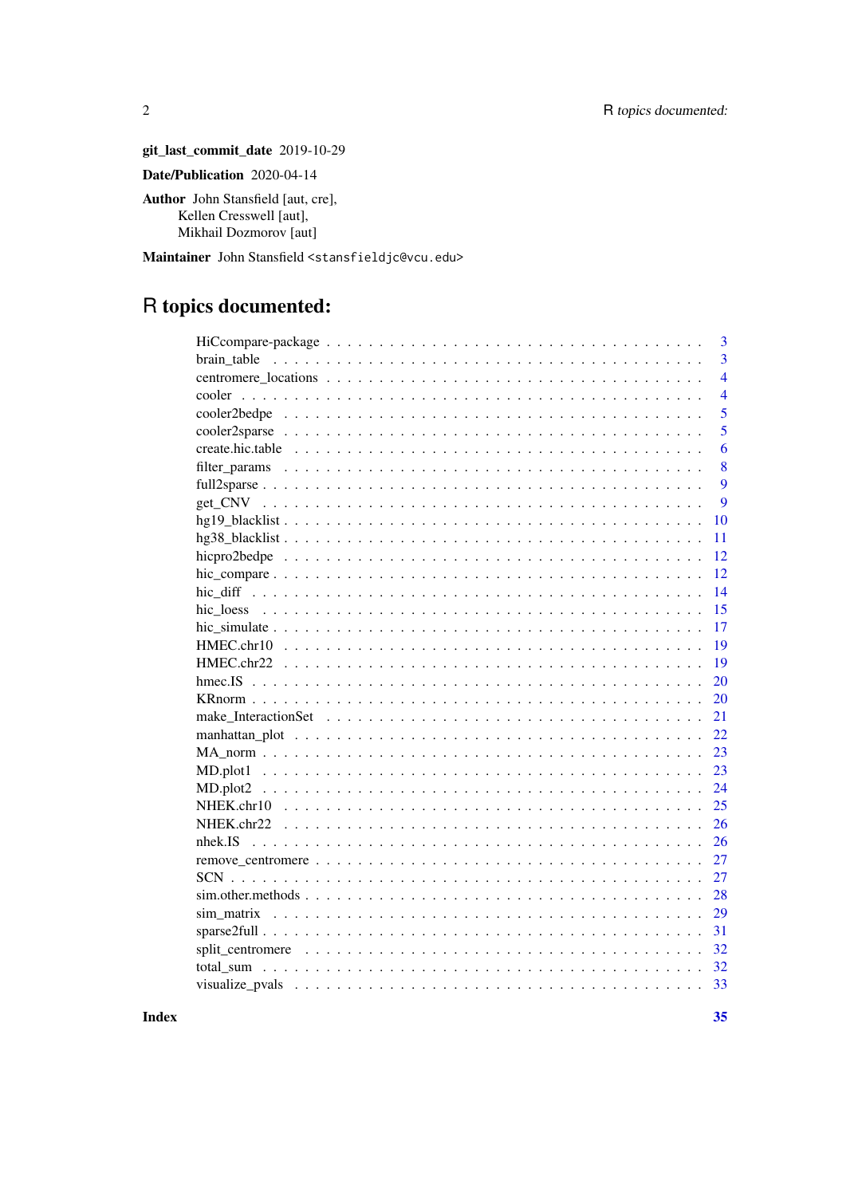**git_last_commit_date** 2019-10-29

**Date/Publication** 2020-04-14

**Author** John Stansfield [aut, cre],
Kellen Cresswell [aut],
Mikhail Dozmorov [aut]

**Maintainer** John Stansfield <stansfieldjc@vcu.edu>

# R topics documented:

| | |
|---|---|
| HiCcompare-package | 3 |
| brain_table | 3 |
| centromere_locations | 4 |
| cooler | 4 |
| cooler2bedpe | 5 |
| cooler2sparse | 5 |
| create.hic.table | 6 |
| filter_params | 8 |
| full2sparse | 9 |
| get_CNV | 9 |
| hg19_blacklist | 10 |
| hg38_blacklist | 11 |
| hicpro2bedpe | 12 |
| hic_compare | 12 |
| hic_diff | 14 |
| hic_loess | 15 |
| hic_simulate | 17 |
| HMEC.chr10 | 19 |
| HMEC.chr22 | 19 |
| hmec.IS | 20 |
| KRnorm | 20 |
| make_InteractionSet | 21 |
| manhattan_plot | 22 |
| MA_norm | 23 |
| MD.plot1 | 23 |
| MD.plot2 | 24 |
| NHEK.chr10 | 25 |
| NHEK.chr22 | 26 |
| nhek.IS | 26 |
| remove_centromere | 27 |
| SCN | 27 |
| sim.other.methods | 28 |
| sim_matrix | 29 |
| sparse2full | 31 |
| split_centromere | 32 |
| total_sum | 32 |
| visualize_pvals | 33 |

**Index** 35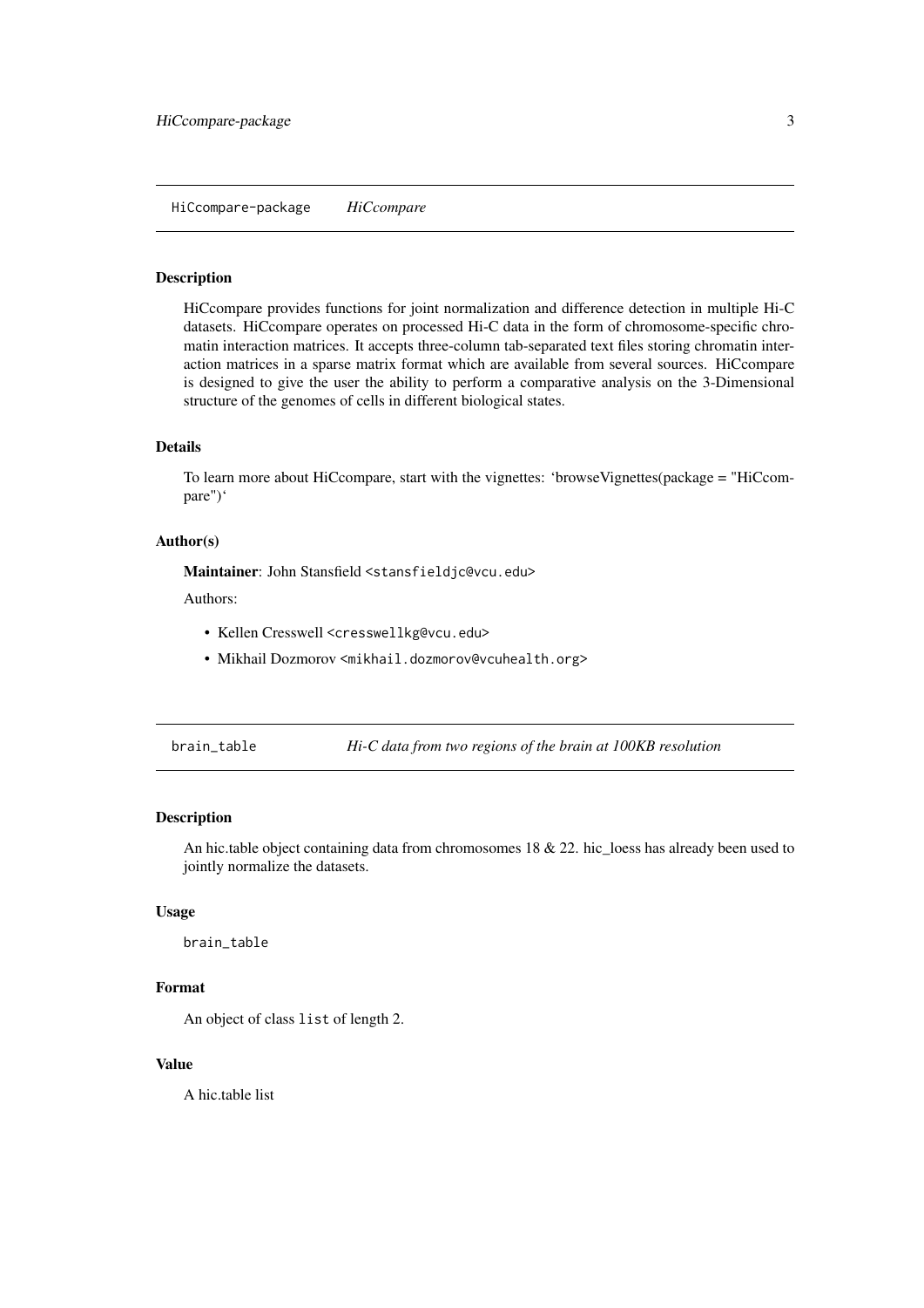## HiCcompare-package *HiCcompare*

### Description

HiCcompare provides functions for joint normalization and difference detection in multiple Hi-C datasets. HiCcompare operates on processed Hi-C data in the form of chromosome-specific chromatin interaction matrices. It accepts three-column tab-separated text files storing chromatin interaction matrices in a sparse matrix format which are available from several sources. HiCcompare is designed to give the user the ability to perform a comparative analysis on the 3-Dimensional structure of the genomes of cells in different biological states.

### Details

To learn more about HiCcompare, start with the vignettes: 'browseVignettes(package = "HiCcompare")'

### Author(s)

**Maintainer**: John Stansfield <stansfieldjc@vcu.edu>

Authors:

- Kellen Cresswell <cresswellkg@vcu.edu>
- Mikhail Dozmorov <mikhail.dozmorov@vcuhealth.org>

## brain_table *Hi-C data from two regions of the brain at 100KB resolution*

### Description

An hic.table object containing data from chromosomes 18 & 22. hic_loess has already been used to jointly normalize the datasets.

### Usage

```
brain_table
```

### Format

An object of class `list` of length 2.

### Value

A hic.table list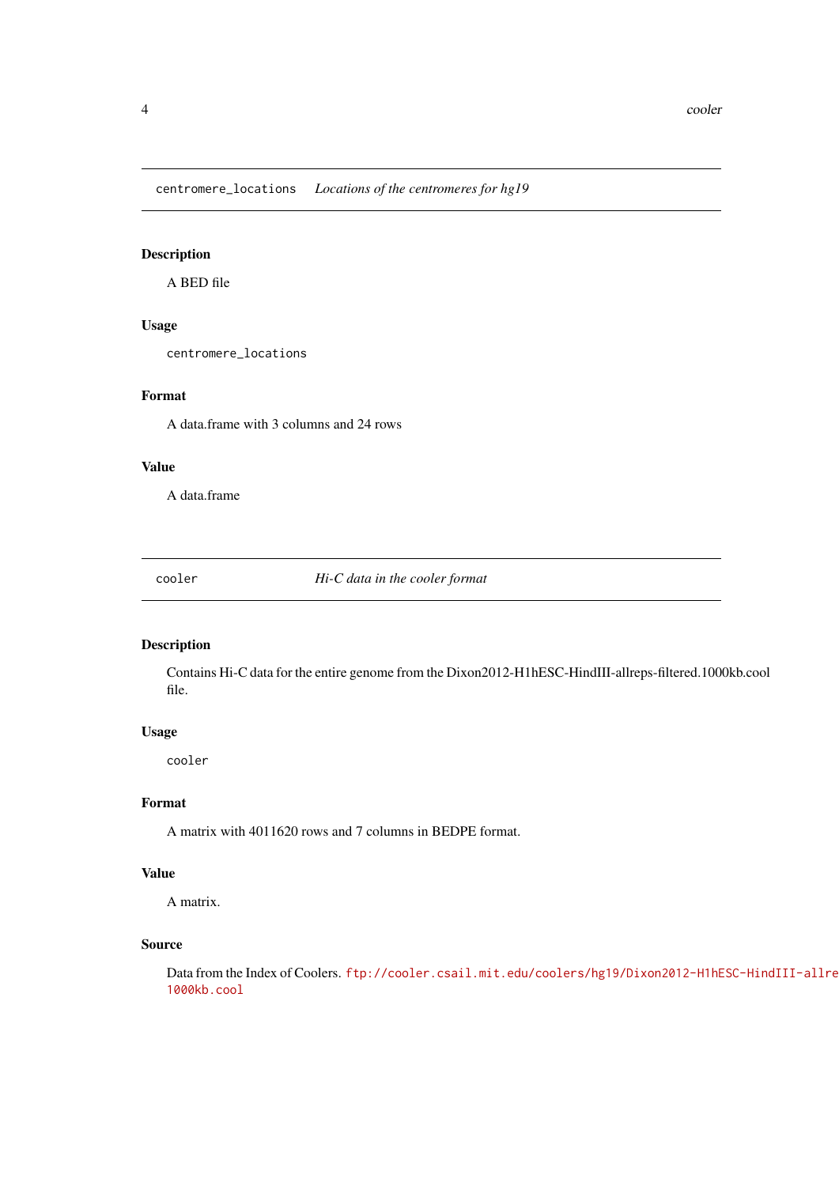## centromere_locations *Locations of the centromeres for hg19*

### Description

A BED file

### Usage

```
centromere_locations
```

### Format

A data.frame with 3 columns and 24 rows

### Value

A data.frame

## cooler *Hi-C data in the cooler format*

### Description

Contains Hi-C data for the entire genome from the Dixon2012-H1hESC-HindIII-allreps-filtered.1000kb.cool file.

### Usage

```
cooler
```

### Format

A matrix with 4011620 rows and 7 columns in BEDPE format.

### Value

A matrix.

### Source

Data from the Index of Coolers. ftp://cooler.csail.mit.edu/coolers/hg19/Dixon2012-H1hESC-HindIII-allre 1000kb.cool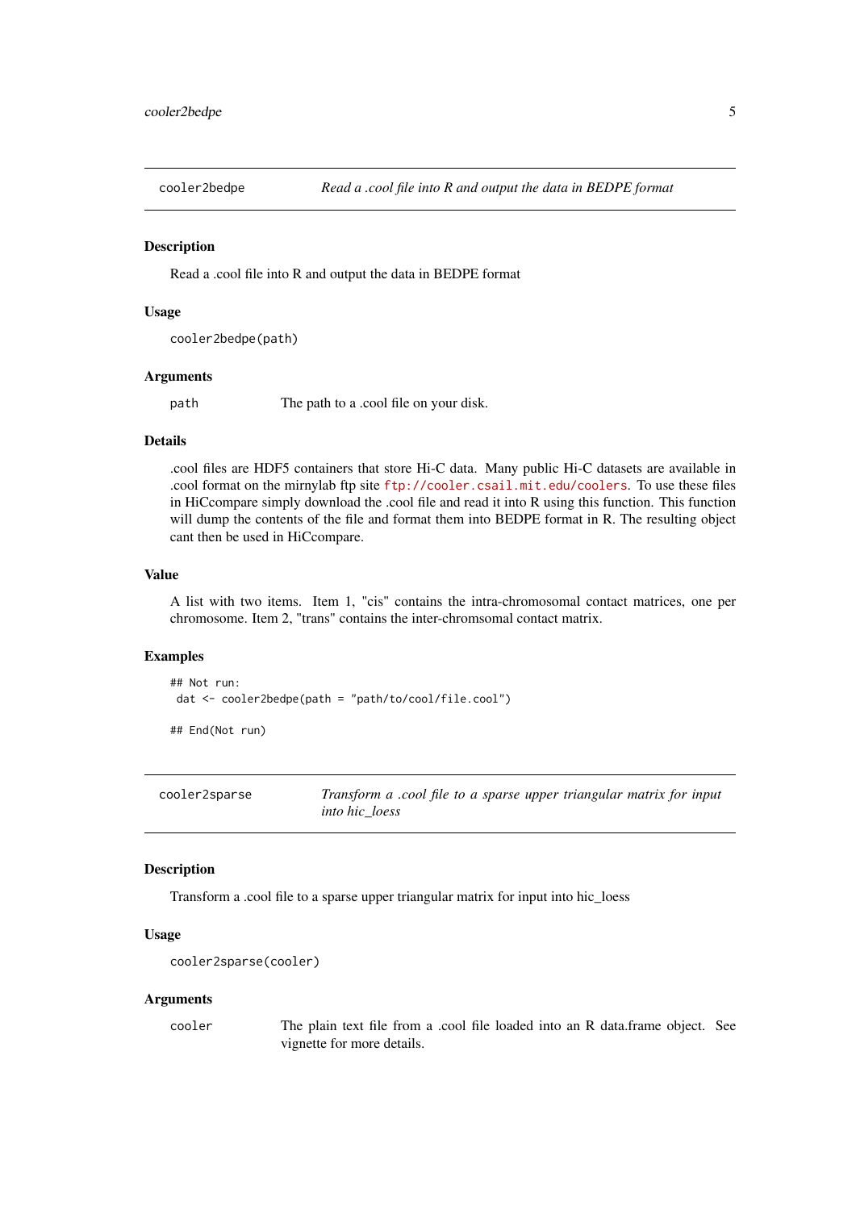## cooler2bedpe — *Read a .cool file into R and output the data in BEDPE format*

### Description

Read a .cool file into R and output the data in BEDPE format

### Usage

```
cooler2bedpe(path)
```

### Arguments

| | |
|---|---|
| `path` | The path to a .cool file on your disk. |

### Details

.cool files are HDF5 containers that store Hi-C data. Many public Hi-C datasets are available in .cool format on the mirnylab ftp site ftp://cooler.csail.mit.edu/coolers. To use these files in HiCcompare simply download the .cool file and read it into R using this function. This function will dump the contents of the file and format them into BEDPE format in R. The resulting object cant then be used in HiCcompare.

### Value

A list with two items. Item 1, "cis" contains the intra-chromosomal contact matrices, one per chromosome. Item 2, "trans" contains the inter-chromsomal contact matrix.

### Examples

```
## Not run:
 dat <- cooler2bedpe(path = "path/to/cool/file.cool")

## End(Not run)
```

## cooler2sparse — *Transform a .cool file to a sparse upper triangular matrix for input into hic_loess*

### Description

Transform a .cool file to a sparse upper triangular matrix for input into hic_loess

### Usage

```
cooler2sparse(cooler)
```

### Arguments

| | |
|---|---|
| `cooler` | The plain text file from a .cool file loaded into an R data.frame object. See vignette for more details. |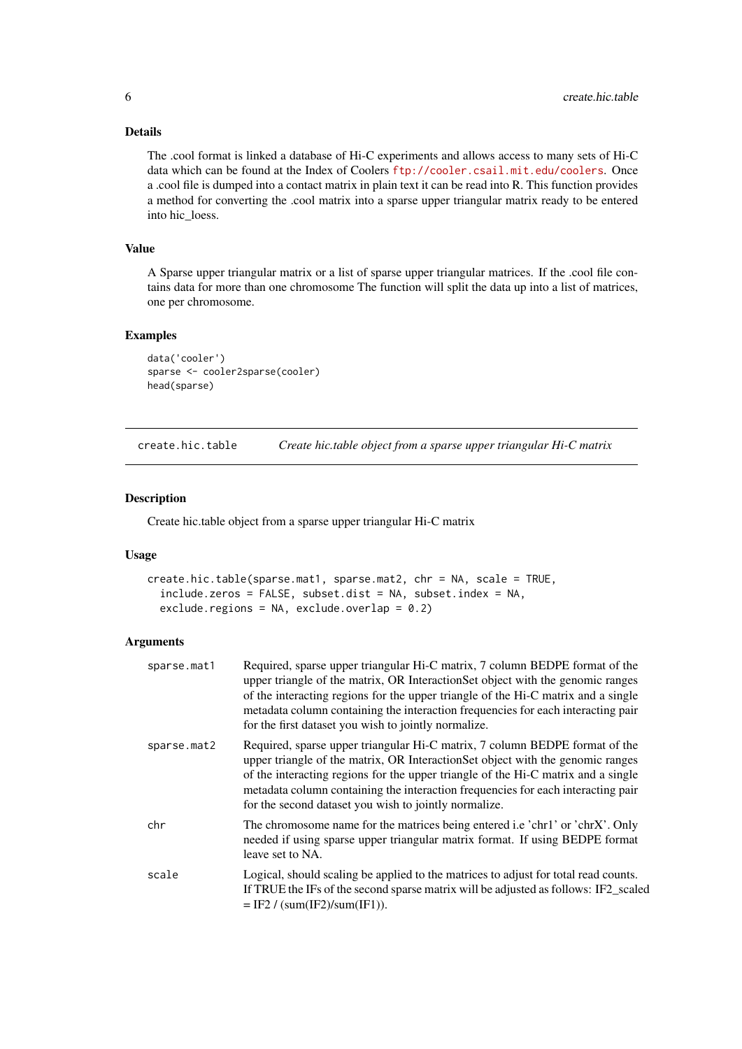### Details

The .cool format is linked a database of Hi-C experiments and allows access to many sets of Hi-C data which can be found at the Index of Coolers ftp://cooler.csail.mit.edu/coolers. Once a .cool file is dumped into a contact matrix in plain text it can be read into R. This function provides a method for converting the .cool matrix into a sparse upper triangular matrix ready to be entered into hic_loess.

### Value

A Sparse upper triangular matrix or a list of sparse upper triangular matrices. If the .cool file contains data for more than one chromosome The function will split the data up into a list of matrices, one per chromosome.

### Examples

```
data('cooler')
sparse <- cooler2sparse(cooler)
head(sparse)
```

---

## create.hic.table — *Create hic.table object from a sparse upper triangular Hi-C matrix*

### Description

Create hic.table object from a sparse upper triangular Hi-C matrix

### Usage

```
create.hic.table(sparse.mat1, sparse.mat2, chr = NA, scale = TRUE,
  include.zeros = FALSE, subset.dist = NA, subset.index = NA,
  exclude.regions = NA, exclude.overlap = 0.2)
```

### Arguments

| | |
|---|---|
| sparse.mat1 | Required, sparse upper triangular Hi-C matrix, 7 column BEDPE format of the upper triangle of the matrix, OR InteractionSet object with the genomic ranges of the interacting regions for the upper triangle of the Hi-C matrix and a single metadata column containing the interaction frequencies for each interacting pair for the first dataset you wish to jointly normalize. |
| sparse.mat2 | Required, sparse upper triangular Hi-C matrix, 7 column BEDPE format of the upper triangle of the matrix, OR InteractionSet object with the genomic ranges of the interacting regions for the upper triangle of the Hi-C matrix and a single metadata column containing the interaction frequencies for each interacting pair for the second dataset you wish to jointly normalize. |
| chr | The chromosome name for the matrices being entered i.e 'chr1' or 'chrX'. Only needed if using sparse upper triangular matrix format. If using BEDPE format leave set to NA. |
| scale | Logical, should scaling be applied to the matrices to adjust for total read counts. If TRUE the IFs of the second sparse matrix will be adjusted as follows: IF2_scaled = IF2 / (sum(IF2)/sum(IF1)). |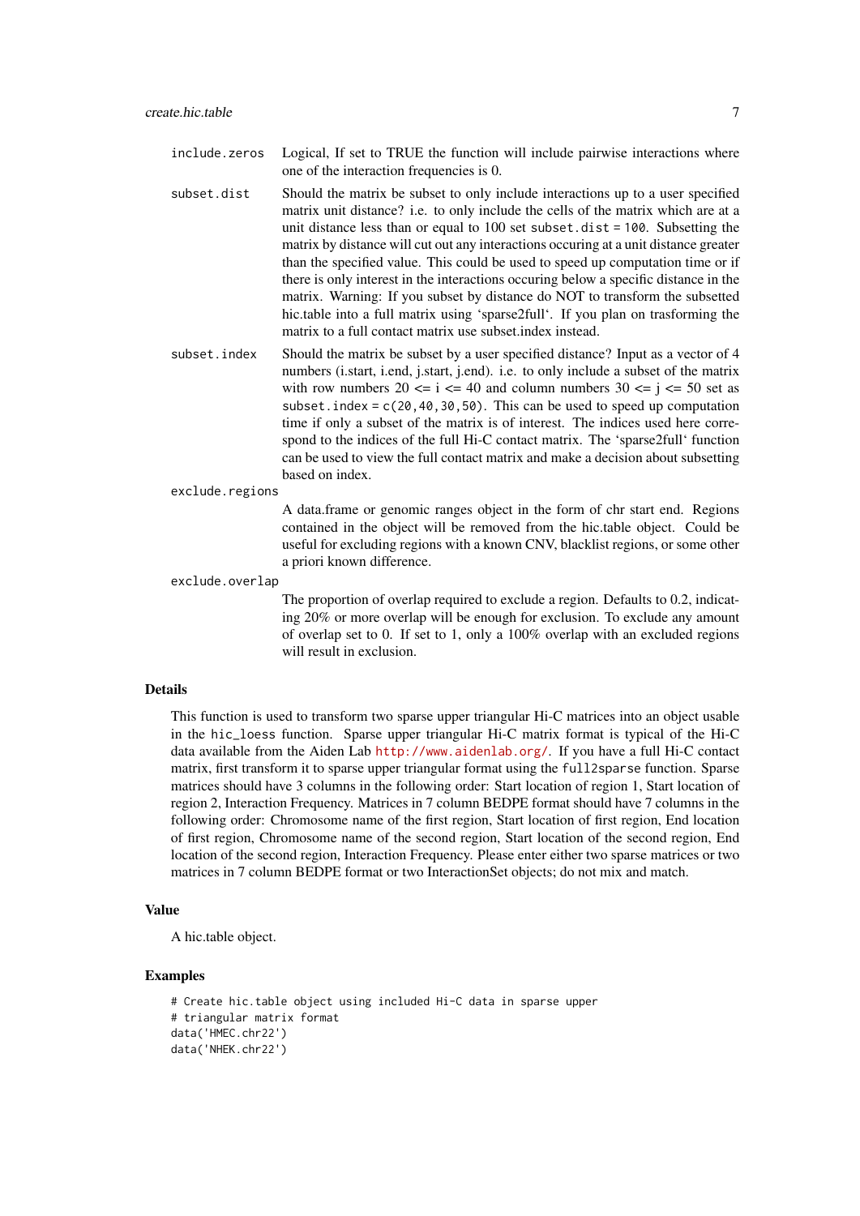**include.zeros** Logical, If set to TRUE the function will include pairwise interactions where one of the interaction frequencies is 0.

**subset.dist** Should the matrix be subset to only include interactions up to a user specified matrix unit distance? i.e. to only include the cells of the matrix which are at a unit distance less than or equal to 100 set `subset.dist = 100`. Subsetting the matrix by distance will cut out any interactions occuring at a unit distance greater than the specified value. This could be used to speed up computation time or if there is only interest in the interactions occuring below a specific distance in the matrix. Warning: If you subset by distance do NOT to transform the subsetted hic.table into a full matrix using 'sparse2full'. If you plan on trasforming the matrix to a full contact matrix use subset.index instead.

**subset.index** Should the matrix be subset by a user specified distance? Input as a vector of 4 numbers (i.start, i.end, j.start, j.end). i.e. to only include a subset of the matrix with row numbers 20 <= i <= 40 and column numbers 30 <= j <= 50 set as `subset.index = c(20,40,30,50)`. This can be used to speed up computation time if only a subset of the matrix is of interest. The indices used here correspond to the indices of the full Hi-C contact matrix. The 'sparse2full' function can be used to view the full contact matrix and make a decision about subsetting based on index.

**exclude.regions** A data.frame or genomic ranges object in the form of chr start end. Regions contained in the object will be removed from the hic.table object. Could be useful for excluding regions with a known CNV, blacklist regions, or some other a priori known difference.

**exclude.overlap** The proportion of overlap required to exclude a region. Defaults to 0.2, indicating 20% or more overlap will be enough for exclusion. To exclude any amount of overlap set to 0. If set to 1, only a 100% overlap with an excluded regions will result in exclusion.

## Details

This function is used to transform two sparse upper triangular Hi-C matrices into an object usable in the `hic_loess` function. Sparse upper triangular Hi-C matrix format is typical of the Hi-C data available from the Aiden Lab http://www.aidenlab.org/. If you have a full Hi-C contact matrix, first transform it to sparse upper triangular format using the `full2sparse` function. Sparse matrices should have 3 columns in the following order: Start location of region 1, Start location of region 2, Interaction Frequency. Matrices in 7 column BEDPE format should have 7 columns in the following order: Chromosome name of the first region, Start location of first region, End location of first region, Chromosome name of the second region, Start location of the second region, End location of the second region, Interaction Frequency. Please enter either two sparse matrices or two matrices in 7 column BEDPE format or two InteractionSet objects; do not mix and match.

## Value

A hic.table object.

## Examples

```
# Create hic.table object using included Hi-C data in sparse upper
# triangular matrix format
data('HMEC.chr22')
data('NHEK.chr22')
```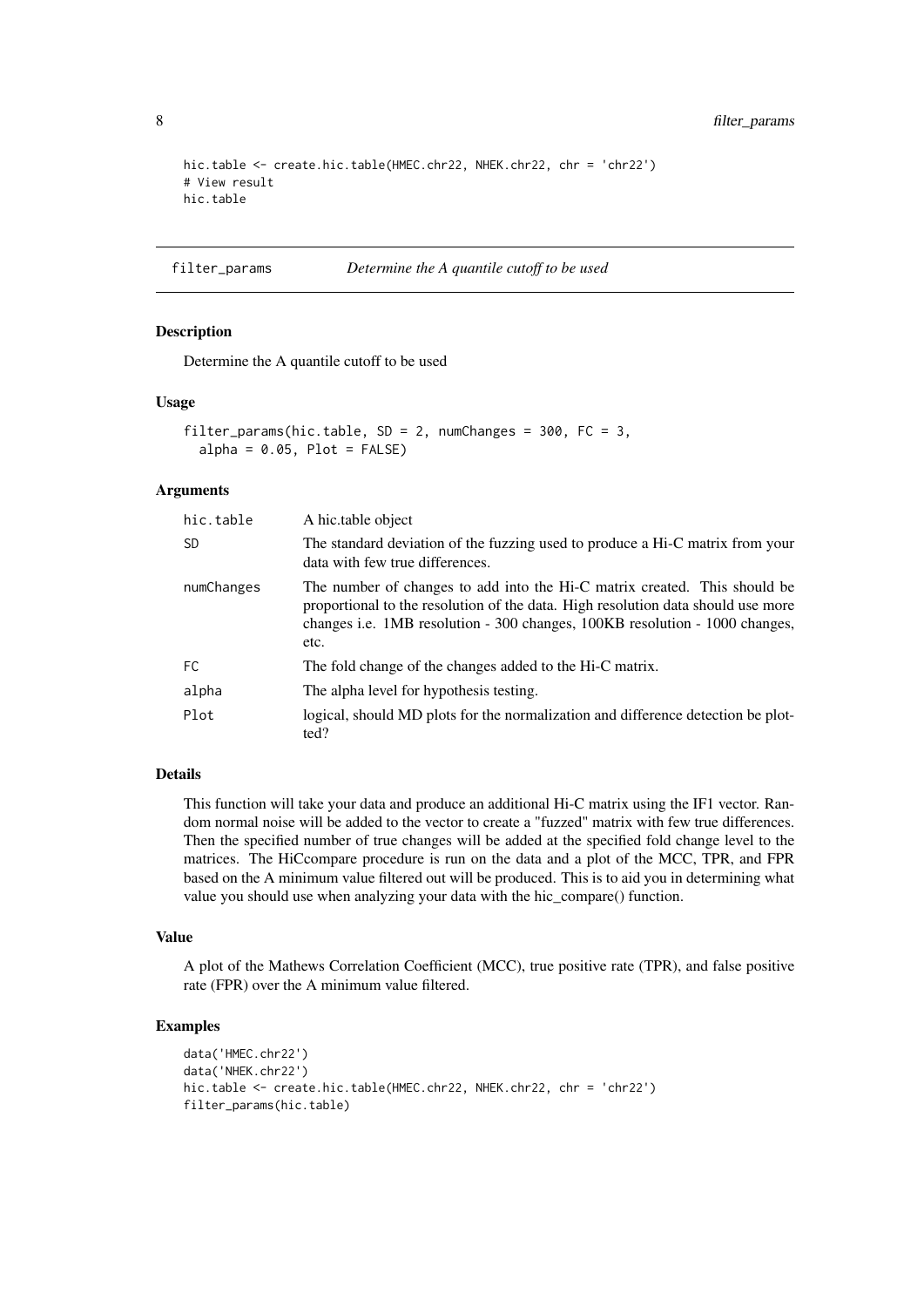```
hic.table <- create.hic.table(HMEC.chr22, NHEK.chr22, chr = 'chr22')
# View result
hic.table
```

## filter_params — *Determine the A quantile cutoff to be used*

### Description

Determine the A quantile cutoff to be used

### Usage

```
filter_params(hic.table, SD = 2, numChanges = 300, FC = 3,
  alpha = 0.05, Plot = FALSE)
```

### Arguments

| | |
|---|---|
| hic.table | A hic.table object |
| SD | The standard deviation of the fuzzing used to produce a Hi-C matrix from your data with few true differences. |
| numChanges | The number of changes to add into the Hi-C matrix created. This should be proportional to the resolution of the data. High resolution data should use more changes i.e. 1MB resolution - 300 changes, 100KB resolution - 1000 changes, etc. |
| FC | The fold change of the changes added to the Hi-C matrix. |
| alpha | The alpha level for hypothesis testing. |
| Plot | logical, should MD plots for the normalization and difference detection be plotted? |

### Details

This function will take your data and produce an additional Hi-C matrix using the IF1 vector. Random normal noise will be added to the vector to create a "fuzzed" matrix with few true differences. Then the specified number of true changes will be added at the specified fold change level to the matrices. The HiCcompare procedure is run on the data and a plot of the MCC, TPR, and FPR based on the A minimum value filtered out will be produced. This is to aid you in determining what value you should use when analyzing your data with the hic_compare() function.

### Value

A plot of the Mathews Correlation Coefficient (MCC), true positive rate (TPR), and false positive rate (FPR) over the A minimum value filtered.

### Examples

```
data('HMEC.chr22')
data('NHEK.chr22')
hic.table <- create.hic.table(HMEC.chr22, NHEK.chr22, chr = 'chr22')
filter_params(hic.table)
```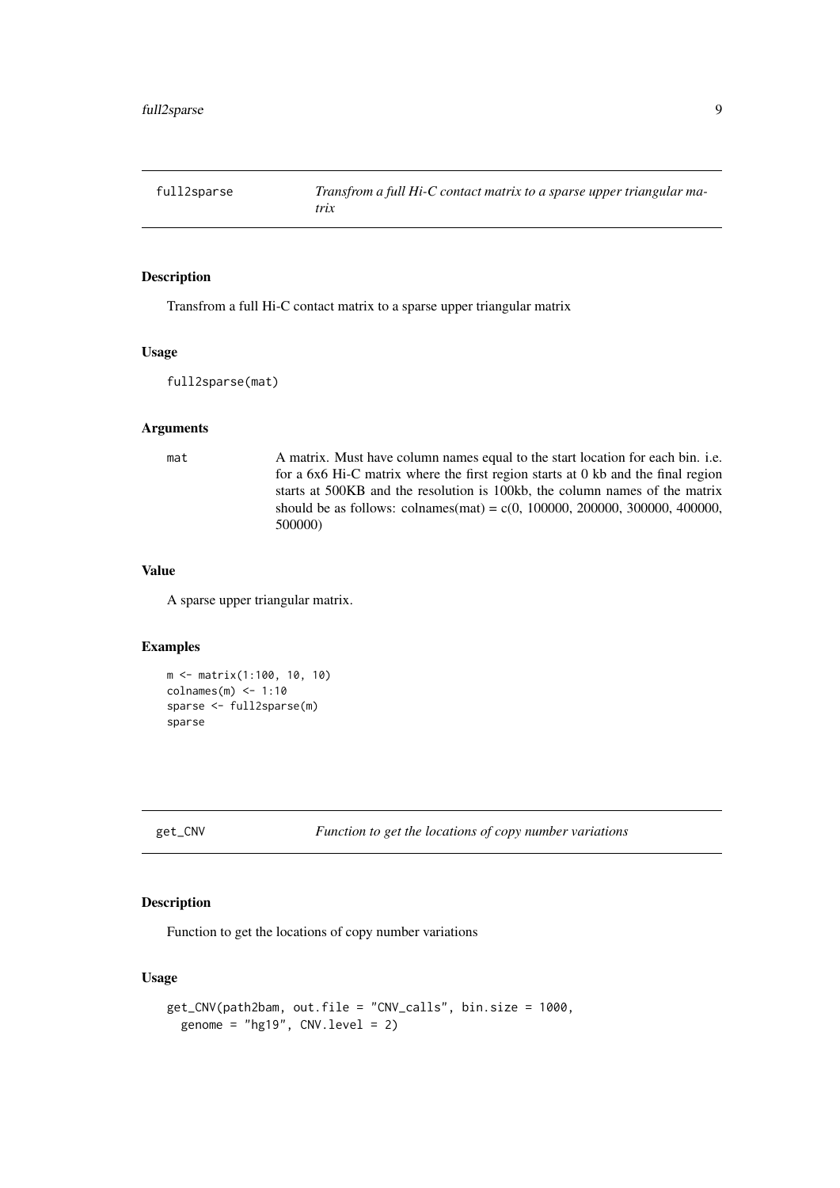## full2sparse — *Transfrom a full Hi-C contact matrix to a sparse upper triangular matrix*

### Description

Transfrom a full Hi-C contact matrix to a sparse upper triangular matrix

### Usage

```
full2sparse(mat)
```

### Arguments

| | |
|---|---|
| mat | A matrix. Must have column names equal to the start location for each bin. i.e. for a 6x6 Hi-C matrix where the first region starts at 0 kb and the final region starts at 500KB and the resolution is 100kb, the column names of the matrix should be as follows: colnames(mat) = c(0, 100000, 200000, 300000, 400000, 500000) |

### Value

A sparse upper triangular matrix.

### Examples

```
m <- matrix(1:100, 10, 10)
colnames(m) <- 1:10
sparse <- full2sparse(m)
sparse
```

## get_CNV — *Function to get the locations of copy number variations*

### Description

Function to get the locations of copy number variations

### Usage

```
get_CNV(path2bam, out.file = "CNV_calls", bin.size = 1000,
  genome = "hg19", CNV.level = 2)
```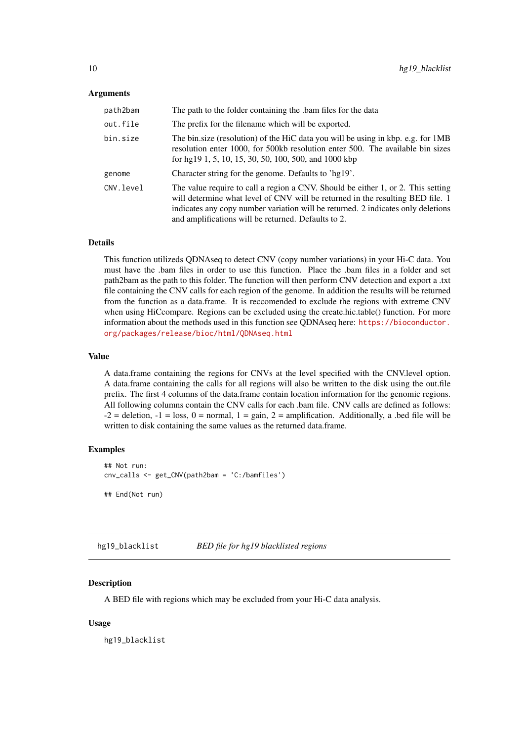### Arguments

| | |
|---|---|
| `path2bam` | The path to the folder containing the .bam files for the data |
| `out.file` | The prefix for the filename which will be exported. |
| `bin.size` | The bin.size (resolution) of the HiC data you will be using in kbp. e.g. for 1MB resolution enter 1000, for 500kb resolution enter 500. The available bin sizes for hg19 1, 5, 10, 15, 30, 50, 100, 500, and 1000 kbp |
| `genome` | Character string for the genome. Defaults to 'hg19'. |
| `CNV.level` | The value require to call a region a CNV. Should be either 1, or 2. This setting will determine what level of CNV will be returned in the resulting BED file. 1 indicates any copy number variation will be returned. 2 indicates only deletions and amplifications will be returned. Defaults to 2. |

### Details

This function utilizeds QDNAseq to detect CNV (copy number variations) in your Hi-C data. You must have the .bam files in order to use this function. Place the .bam files in a folder and set path2bam as the path to this folder. The function will then perform CNV detection and export a .txt file containing the CNV calls for each region of the genome. In addition the results will be returned from the function as a data.frame. It is reccomended to exclude the regions with extreme CNV when using HiCcompare. Regions can be excluded using the create.hic.table() function. For more information about the methods used in this function see QDNAseq here: https://bioconductor.org/packages/release/bioc/html/QDNAseq.html

### Value

A data.frame containing the regions for CNVs at the level specified with the CNV.level option. A data.frame containing the calls for all regions will also be written to the disk using the out.file prefix. The first 4 columns of the data.frame contain location information for the genomic regions. All following columns contain the CNV calls for each .bam file. CNV calls are defined as follows: -2 = deletion, -1 = loss, 0 = normal, 1 = gain, 2 = amplification. Additionally, a .bed file will be written to disk containing the same values as the returned data.frame.

### Examples

```
## Not run:
cnv_calls <- get_CNV(path2bam = 'C:/bamfiles')

## End(Not run)
```

---

## `hg19_blacklist` *BED file for hg19 blacklisted regions*

---

### Description

A BED file with regions which may be excluded from your Hi-C data analysis.

### Usage

```
hg19_blacklist
```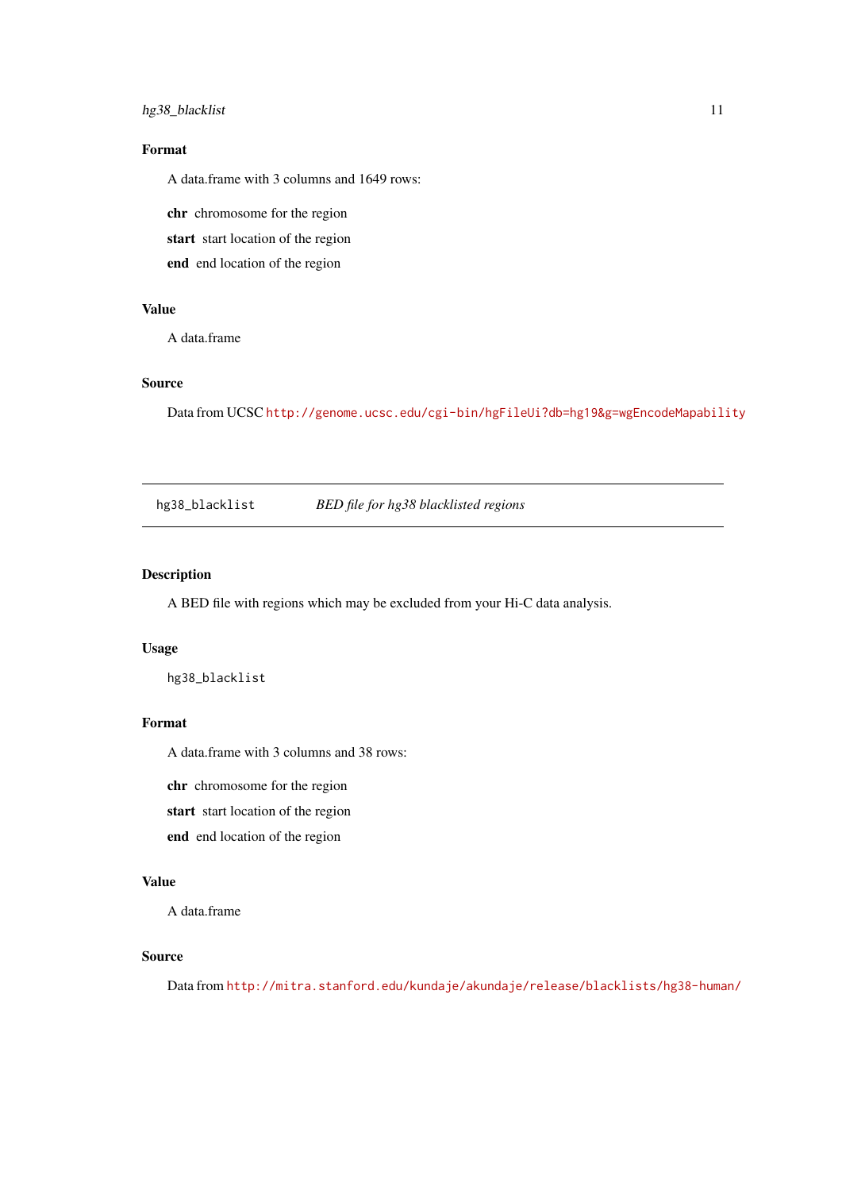### Format

A data.frame with 3 columns and 1649 rows:

**chr** chromosome for the region

**start** start location of the region

**end** end location of the region

### Value

A data.frame

### Source

Data from UCSC http://genome.ucsc.edu/cgi-bin/hgFileUi?db=hg19&g=wgEncodeMapability

---

## hg38_blacklist *BED file for hg38 blacklisted regions*

---

### Description

A BED file with regions which may be excluded from your Hi-C data analysis.

### Usage

```
hg38_blacklist
```

### Format

A data.frame with 3 columns and 38 rows:

**chr** chromosome for the region

**start** start location of the region

**end** end location of the region

### Value

A data.frame

### Source

Data from http://mitra.stanford.edu/kundaje/akundaje/release/blacklists/hg38-human/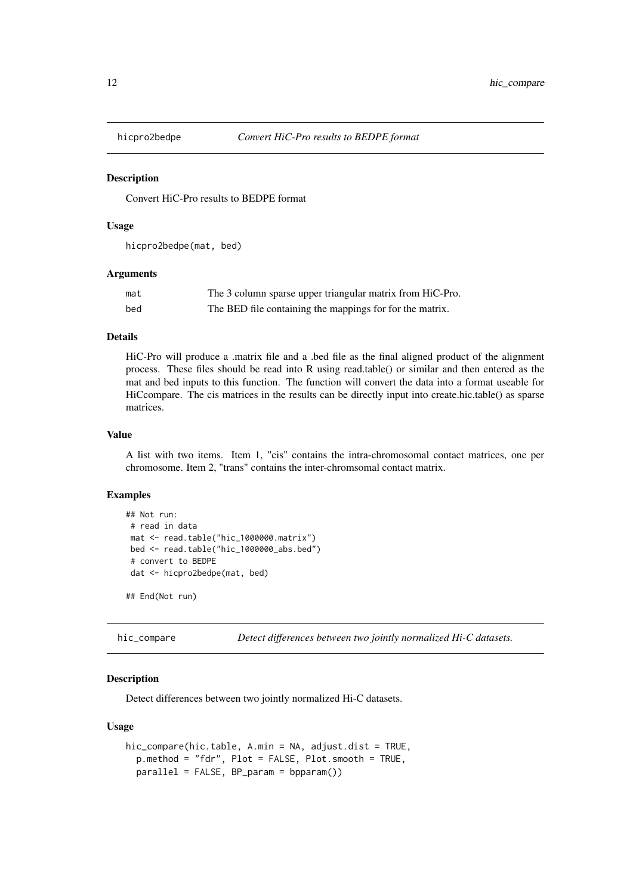## hicpro2bedpe — *Convert HiC-Pro results to BEDPE format*

### Description

Convert HiC-Pro results to BEDPE format

### Usage

```
hicpro2bedpe(mat, bed)
```

### Arguments

| | |
|---|---|
| mat | The 3 column sparse upper triangular matrix from HiC-Pro. |
| bed | The BED file containing the mappings for for the matrix. |

### Details

HiC-Pro will produce a .matrix file and a .bed file as the final aligned product of the alignment process. These files should be read into R using read.table() or similar and then entered as the mat and bed inputs to this function. The function will convert the data into a format useable for HiCcompare. The cis matrices in the results can be directly input into create.hic.table() as sparse matrices.

### Value

A list with two items. Item 1, "cis" contains the intra-chromosomal contact matrices, one per chromosome. Item 2, "trans" contains the inter-chromsomal contact matrix.

### Examples

```
## Not run:
 # read in data
 mat <- read.table("hic_1000000.matrix")
 bed <- read.table("hic_1000000_abs.bed")
 # convert to BEDPE
 dat <- hicpro2bedpe(mat, bed)

## End(Not run)
```

## hic_compare — *Detect differences between two jointly normalized Hi-C datasets.*

### Description

Detect differences between two jointly normalized Hi-C datasets.

### Usage

```
hic_compare(hic.table, A.min = NA, adjust.dist = TRUE,
  p.method = "fdr", Plot = FALSE, Plot.smooth = TRUE,
  parallel = FALSE, BP_param = bpparam())
```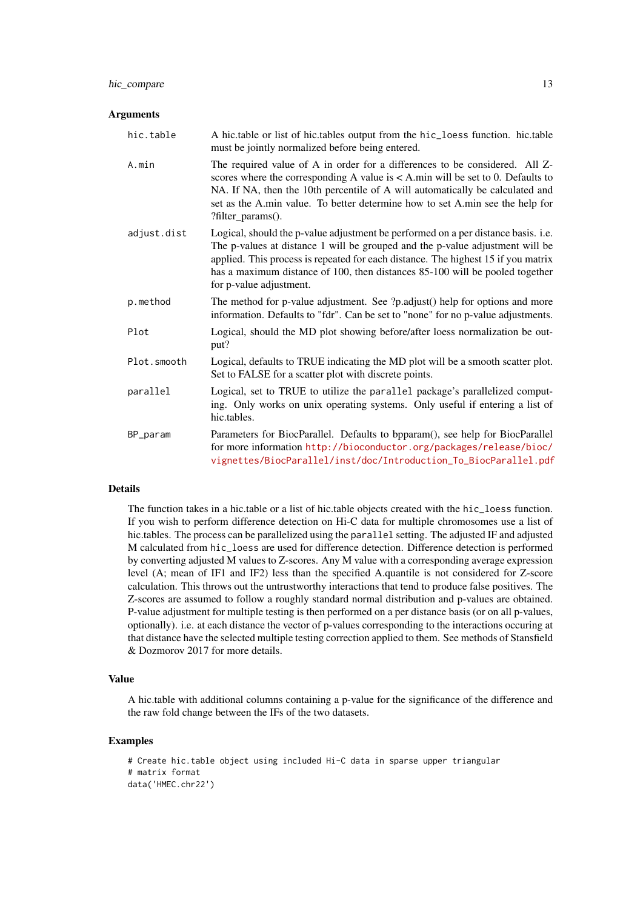### Arguments

| | |
|---|---|
| `hic.table` | A hic.table or list of hic.tables output from the `hic_loess` function. hic.table must be jointly normalized before being entered. |
| `A.min` | The required value of A in order for a differences to be considered. All Z-scores where the corresponding A value is < A.min will be set to 0. Defaults to NA. If NA, then the 10th percentile of A will automatically be calculated and set as the A.min value. To better determine how to set A.min see the help for ?filter_params(). |
| `adjust.dist` | Logical, should the p-value adjustment be performed on a per distance basis. i.e. The p-values at distance 1 will be grouped and the p-value adjustment will be applied. This process is repeated for each distance. The highest 15 if you matrix has a maximum distance of 100, then distances 85-100 will be pooled together for p-value adjustment. |
| `p.method` | The method for p-value adjustment. See ?p.adjust() help for options and more information. Defaults to "fdr". Can be set to "none" for no p-value adjustments. |
| `Plot` | Logical, should the MD plot showing before/after loess normalization be output? |
| `Plot.smooth` | Logical, defaults to TRUE indicating the MD plot will be a smooth scatter plot. Set to FALSE for a scatter plot with discrete points. |
| `parallel` | Logical, set to TRUE to utilize the `parallel` package's parallelized computing. Only works on unix operating systems. Only useful if entering a list of hic.tables. |
| `BP_param` | Parameters for BiocParallel. Defaults to bpparam(), see help for BiocParallel for more information http://bioconductor.org/packages/release/bioc/vignettes/BiocParallel/inst/doc/Introduction_To_BiocParallel.pdf |

### Details

The function takes in a hic.table or a list of hic.table objects created with the `hic_loess` function. If you wish to perform difference detection on Hi-C data for multiple chromosomes use a list of hic.tables. The process can be parallelized using the `parallel` setting. The adjusted IF and adjusted M calculated from `hic_loess` are used for difference detection. Difference detection is performed by converting adjusted M values to Z-scores. Any M value with a corresponding average expression level (A; mean of IF1 and IF2) less than the specified A.quantile is not considered for Z-score calculation. This throws out the untrustworthy interactions that tend to produce false positives. The Z-scores are assumed to follow a roughly standard normal distribution and p-values are obtained. P-value adjustment for multiple testing is then performed on a per distance basis (or on all p-values, optionally). i.e. at each distance the vector of p-values corresponding to the interactions occuring at that distance have the selected multiple testing correction applied to them. See methods of Stansfield & Dozmorov 2017 for more details.

### Value

A hic.table with additional columns containing a p-value for the significance of the difference and the raw fold change between the IFs of the two datasets.

### Examples

```
# Create hic.table object using included Hi-C data in sparse upper triangular
# matrix format
data('HMEC.chr22')
```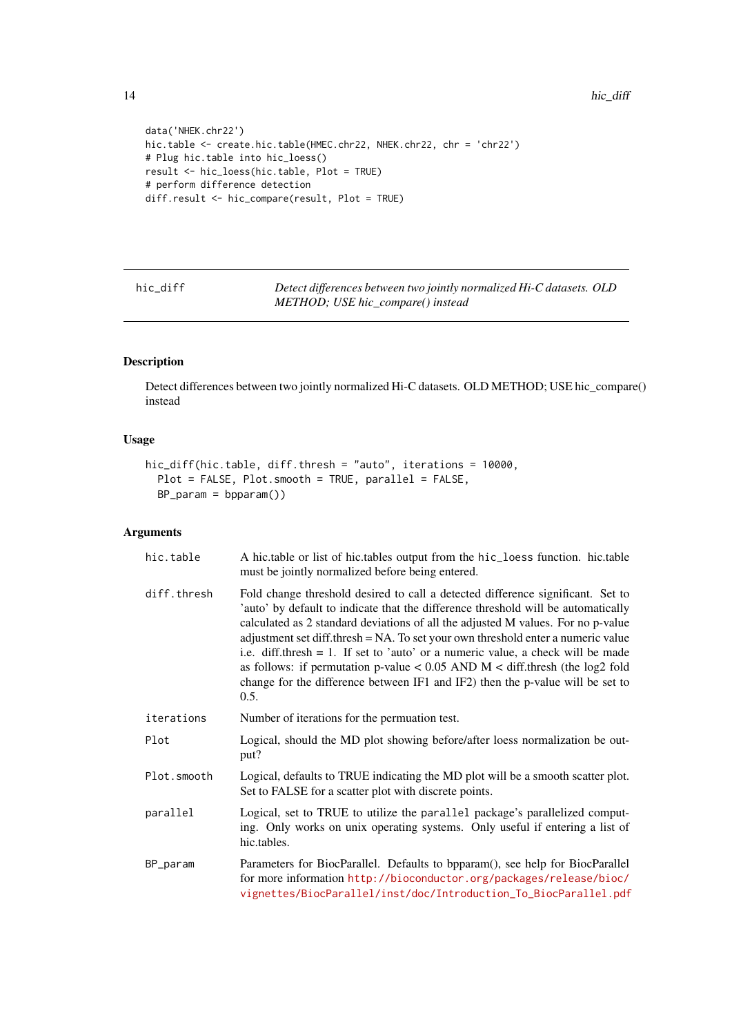```
data('NHEK.chr22')
hic.table <- create.hic.table(HMEC.chr22, NHEK.chr22, chr = 'chr22')
# Plug hic.table into hic_loess()
result <- hic_loess(hic.table, Plot = TRUE)
# perform difference detection
diff.result <- hic_compare(result, Plot = TRUE)
```

## hic_diff

*Detect differences between two jointly normalized Hi-C datasets. OLD METHOD; USE hic_compare() instead*

### Description

Detect differences between two jointly normalized Hi-C datasets. OLD METHOD; USE hic_compare() instead

### Usage

```
hic_diff(hic.table, diff.thresh = "auto", iterations = 10000,
  Plot = FALSE, Plot.smooth = TRUE, parallel = FALSE,
  BP_param = bpparam())
```

### Arguments

| Argument | Description |
|---|---|
| `hic.table` | A hic.table or list of hic.tables output from the `hic_loess` function. hic.table must be jointly normalized before being entered. |
| `diff.thresh` | Fold change threshold desired to call a detected difference significant. Set to 'auto' by default to indicate that the difference threshold will be automatically calculated as 2 standard deviations of all the adjusted M values. For no p-value adjustment set diff.thresh = NA. To set your own threshold enter a numeric value i.e. diff.thresh = 1. If set to 'auto' or a numeric value, a check will be made as follows: if permutation p-value < 0.05 AND M < diff.thresh (the log2 fold change for the difference between IF1 and IF2) then the p-value will be set to 0.5. |
| `iterations` | Number of iterations for the permuation test. |
| `Plot` | Logical, should the MD plot showing before/after loess normalization be output? |
| `Plot.smooth` | Logical, defaults to TRUE indicating the MD plot will be a smooth scatter plot. Set to FALSE for a scatter plot with discrete points. |
| `parallel` | Logical, set to TRUE to utilize the `parallel` package's parallelized computing. Only works on unix operating systems. Only useful if entering a list of hic.tables. |
| `BP_param` | Parameters for BiocParallel. Defaults to bpparam(), see help for BiocParallel for more information http://bioconductor.org/packages/release/bioc/vignettes/BiocParallel/inst/doc/Introduction_To_BiocParallel.pdf |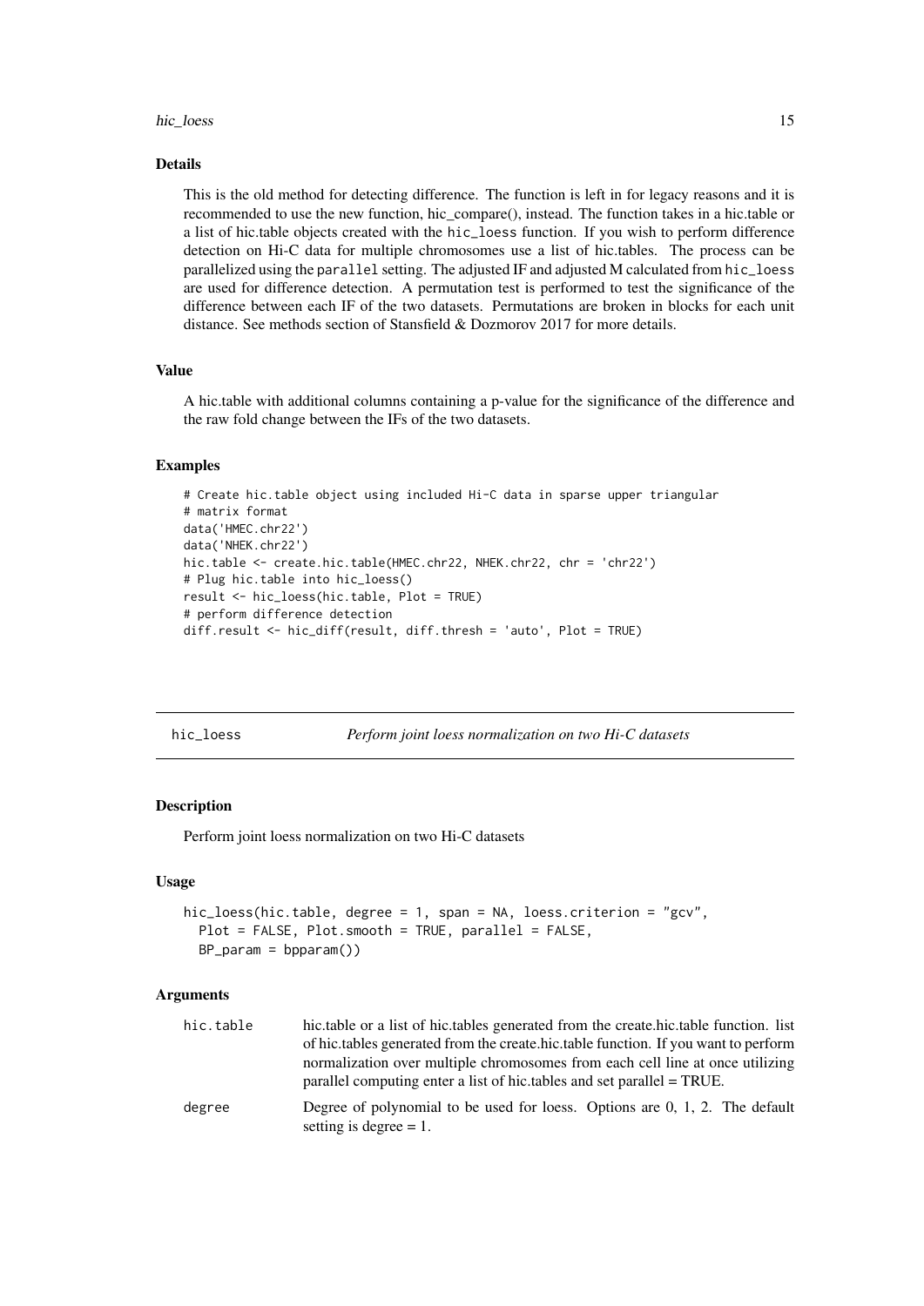### Details

This is the old method for detecting difference. The function is left in for legacy reasons and it is recommended to use the new function, hic_compare(), instead. The function takes in a hic.table or a list of hic.table objects created with the `hic_loess` function. If you wish to perform difference detection on Hi-C data for multiple chromosomes use a list of hic.tables. The process can be parallelized using the `parallel` setting. The adjusted IF and adjusted M calculated from `hic_loess` are used for difference detection. A permutation test is performed to test the significance of the difference between each IF of the two datasets. Permutations are broken in blocks for each unit distance. See methods section of Stansfield & Dozmorov 2017 for more details.

### Value

A hic.table with additional columns containing a p-value for the significance of the difference and the raw fold change between the IFs of the two datasets.

### Examples

```
# Create hic.table object using included Hi-C data in sparse upper triangular
# matrix format
data('HMEC.chr22')
data('NHEK.chr22')
hic.table <- create.hic.table(HMEC.chr22, NHEK.chr22, chr = 'chr22')
# Plug hic.table into hic_loess()
result <- hic_loess(hic.table, Plot = TRUE)
# perform difference detection
diff.result <- hic_diff(result, diff.thresh = 'auto', Plot = TRUE)
```

---

## hic_loess — *Perform joint loess normalization on two Hi-C datasets*

### Description

Perform joint loess normalization on two Hi-C datasets

### Usage

```
hic_loess(hic.table, degree = 1, span = NA, loess.criterion = "gcv",
  Plot = FALSE, Plot.smooth = TRUE, parallel = FALSE,
  BP_param = bpparam())
```

### Arguments

| | |
|---|---|
| `hic.table` | hic.table or a list of hic.tables generated from the create.hic.table function. list of hic.tables generated from the create.hic.table function. If you want to perform normalization over multiple chromosomes from each cell line at once utilizing parallel computing enter a list of hic.tables and set parallel = TRUE. |
| `degree` | Degree of polynomial to be used for loess. Options are 0, 1, 2. The default setting is degree = 1. |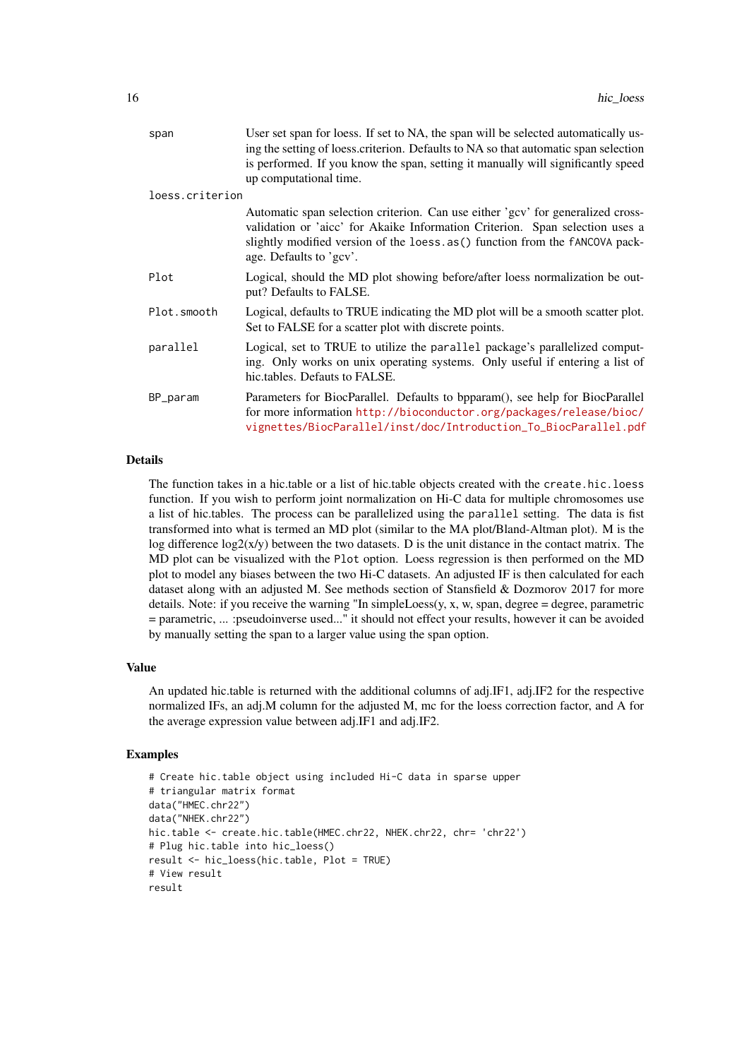| | |
|---|---|
| span | User set span for loess. If set to NA, the span will be selected automatically using the setting of loess.criterion. Defaults to NA so that automatic span selection is performed. If you know the span, setting it manually will significantly speed up computational time. |
| loess.criterion | Automatic span selection criterion. Can use either 'gcv' for generalized cross-validation or 'aicc' for Akaike Information Criterion. Span selection uses a slightly modified version of the `loess.as()` function from the `fANCOVA` package. Defaults to 'gcv'. |
| Plot | Logical, should the MD plot showing before/after loess normalization be output? Defaults to FALSE. |
| Plot.smooth | Logical, defaults to TRUE indicating the MD plot will be a smooth scatter plot. Set to FALSE for a scatter plot with discrete points. |
| parallel | Logical, set to TRUE to utilize the `parallel` package's parallelized computing. Only works on unix operating systems. Only useful if entering a list of hic.tables. Defauts to FALSE. |
| BP_param | Parameters for BiocParallel. Defaults to bpparam(), see help for BiocParallel for more information http://bioconductor.org/packages/release/bioc/vignettes/BiocParallel/inst/doc/Introduction_To_BiocParallel.pdf |

## Details

The function takes in a hic.table or a list of hic.table objects created with the `create.hic.loess` function. If you wish to perform joint normalization on Hi-C data for multiple chromosomes use a list of hic.tables. The process can be parallelized using the `parallel` setting. The data is fist transformed into what is termed an MD plot (similar to the MA plot/Bland-Altman plot). M is the log difference log2(x/y) between the two datasets. D is the unit distance in the contact matrix. The MD plot can be visualized with the `Plot` option. Loess regression is then performed on the MD plot to model any biases between the two Hi-C datasets. An adjusted IF is then calculated for each dataset along with an adjusted M. See methods section of Stansfield & Dozmorov 2017 for more details. Note: if you receive the warning "In simpleLoess(y, x, w, span, degree = degree, parametric = parametric, ... :pseudoinverse used..." it should not effect your results, however it can be avoided by manually setting the span to a larger value using the span option.

## Value

An updated hic.table is returned with the additional columns of adj.IF1, adj.IF2 for the respective normalized IFs, an adj.M column for the adjusted M, mc for the loess correction factor, and A for the average expression value between adj.IF1 and adj.IF2.

## Examples

```
# Create hic.table object using included Hi-C data in sparse upper
# triangular matrix format
data("HMEC.chr22")
data("NHEK.chr22")
hic.table <- create.hic.table(HMEC.chr22, NHEK.chr22, chr= 'chr22')
# Plug hic.table into hic_loess()
result <- hic_loess(hic.table, Plot = TRUE)
# View result
result
```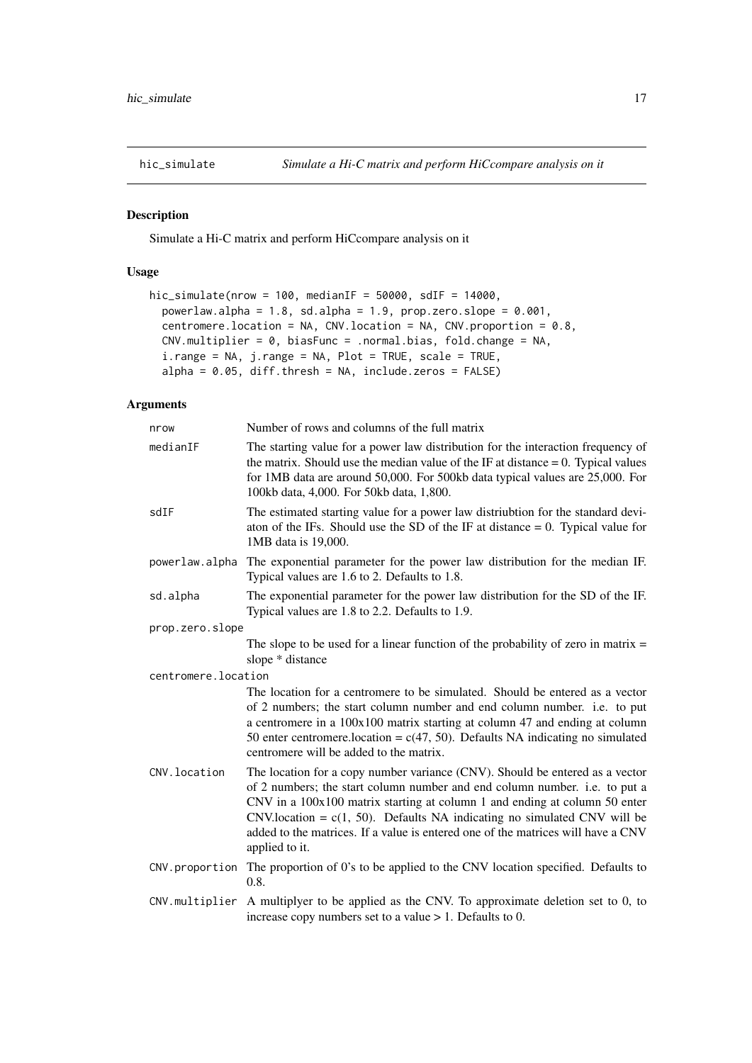# hic_simulate — *Simulate a Hi-C matrix and perform HiCcompare analysis on it*

## Description

Simulate a Hi-C matrix and perform HiCcompare analysis on it

## Usage

```
hic_simulate(nrow = 100, medianIF = 50000, sdIF = 14000,
  powerlaw.alpha = 1.8, sd.alpha = 1.9, prop.zero.slope = 0.001,
  centromere.location = NA, CNV.location = NA, CNV.proportion = 0.8,
  CNV.multiplier = 0, biasFunc = .normal.bias, fold.change = NA,
  i.range = NA, j.range = NA, Plot = TRUE, scale = TRUE,
  alpha = 0.05, diff.thresh = NA, include.zeros = FALSE)
```

## Arguments

| Argument | Description |
|---|---|
| `nrow` | Number of rows and columns of the full matrix |
| `medianIF` | The starting value for a power law distribution for the interaction frequency of the matrix. Should use the median value of the IF at distance = 0. Typical values for 1MB data are around 50,000. For 500kb data typical values are 25,000. For 100kb data, 4,000. For 50kb data, 1,800. |
| `sdIF` | The estimated starting value for a power law distriubtion for the standard deviaton of the IFs. Should use the SD of the IF at distance = 0. Typical value for 1MB data is 19,000. |
| `powerlaw.alpha` | The exponential parameter for the power law distribution for the median IF. Typical values are 1.6 to 2. Defaults to 1.8. |
| `sd.alpha` | The exponential parameter for the power law distribution for the SD of the IF. Typical values are 1.8 to 2.2. Defaults to 1.9. |
| `prop.zero.slope` | The slope to be used for a linear function of the probability of zero in matrix = slope * distance |
| `centromere.location` | The location for a centromere to be simulated. Should be entered as a vector of 2 numbers; the start column number and end column number. i.e. to put a centromere in a 100x100 matrix starting at column 47 and ending at column 50 enter centromere.location = c(47, 50). Defaults NA indicating no simulated centromere will be added to the matrix. |
| `CNV.location` | The location for a copy number variance (CNV). Should be entered as a vector of 2 numbers; the start column number and end column number. i.e. to put a CNV in a 100x100 matrix starting at column 1 and ending at column 50 enter CNV.location = c(1, 50). Defaults NA indicating no simulated CNV will be added to the matrices. If a value is entered one of the matrices will have a CNV applied to it. |
| `CNV.proportion` | The proportion of 0's to be applied to the CNV location specified. Defaults to 0.8. |
| `CNV.multiplier` | A multiplyer to be applied as the CNV. To approximate deletion set to 0, to increase copy numbers set to a value > 1. Defaults to 0. |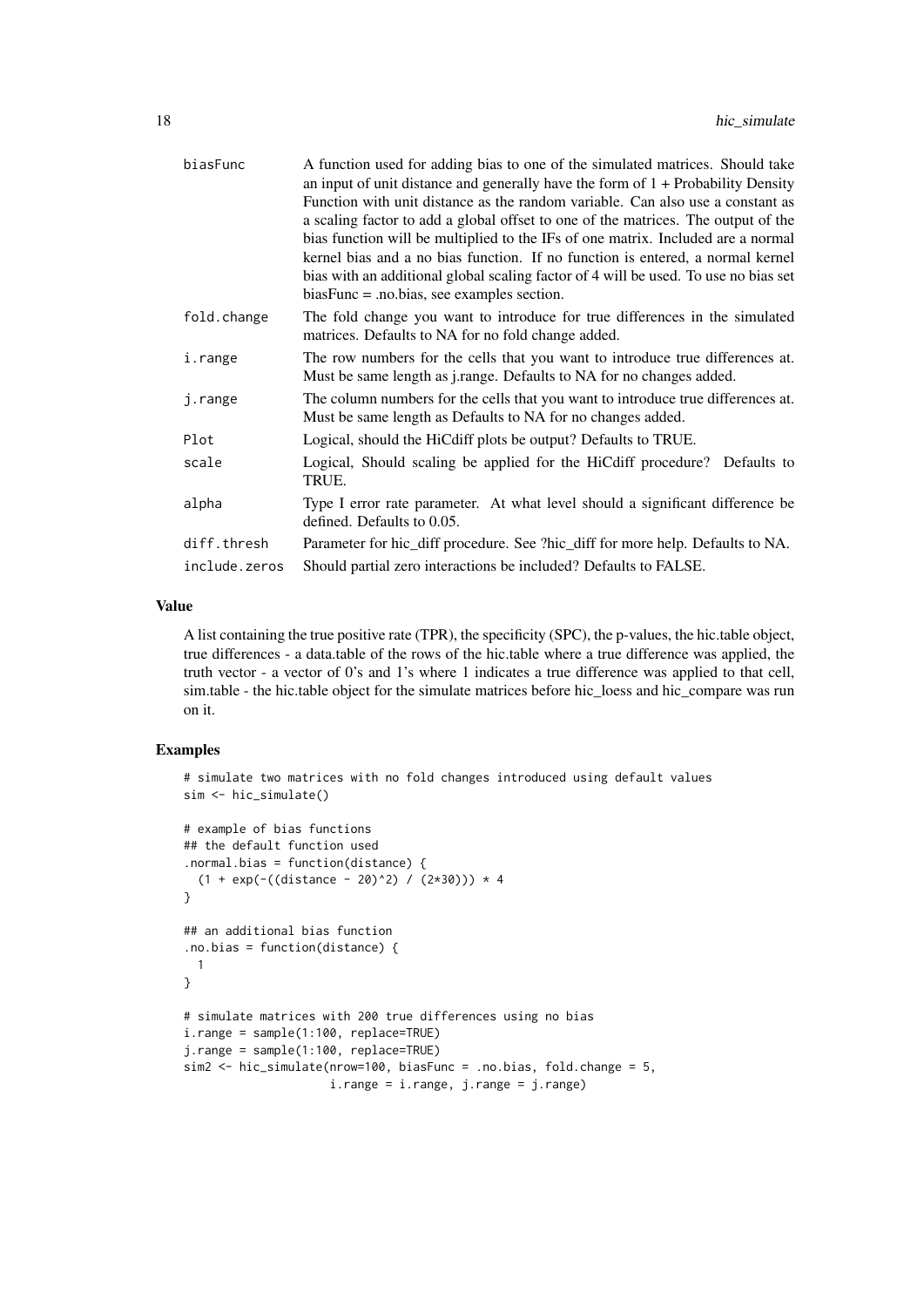| | |
|---|---|
| biasFunc | A function used for adding bias to one of the simulated matrices. Should take an input of unit distance and generally have the form of 1 + Probability Density Function with unit distance as the random variable. Can also use a constant as a scaling factor to add a global offset to one of the matrices. The output of the bias function will be multiplied to the IFs of one matrix. Included are a normal kernel bias and a no bias function. If no function is entered, a normal kernel bias with an additional global scaling factor of 4 will be used. To use no bias set biasFunc = .no.bias, see examples section. |
| fold.change | The fold change you want to introduce for true differences in the simulated matrices. Defaults to NA for no fold change added. |
| i.range | The row numbers for the cells that you want to introduce true differences at. Must be same length as j.range. Defaults to NA for no changes added. |
| j.range | The column numbers for the cells that you want to introduce true differences at. Must be same length as Defaults to NA for no changes added. |
| Plot | Logical, should the HiCdiff plots be output? Defaults to TRUE. |
| scale | Logical, Should scaling be applied for the HiCdiff procedure? Defaults to TRUE. |
| alpha | Type I error rate parameter. At what level should a significant difference be defined. Defaults to 0.05. |
| diff.thresh | Parameter for hic_diff procedure. See ?hic_diff for more help. Defaults to NA. |
| include.zeros | Should partial zero interactions be included? Defaults to FALSE. |

### Value

A list containing the true positive rate (TPR), the specificity (SPC), the p-values, the hic.table object, true differences - a data.table of the rows of the hic.table where a true difference was applied, the truth vector - a vector of 0's and 1's where 1 indicates a true difference was applied to that cell, sim.table - the hic.table object for the simulate matrices before hic_loess and hic_compare was run on it.

### Examples

```
# simulate two matrices with no fold changes introduced using default values
sim <- hic_simulate()

# example of bias functions
## the default function used
.normal.bias = function(distance) {
  (1 + exp(-((distance - 20)^2) / (2*30))) * 4
}

## an additional bias function
.no.bias = function(distance) {
  1
}

# simulate matrices with 200 true differences using no bias
i.range = sample(1:100, replace=TRUE)
j.range = sample(1:100, replace=TRUE)
sim2 <- hic_simulate(nrow=100, biasFunc = .no.bias, fold.change = 5,
                     i.range = i.range, j.range = j.range)
```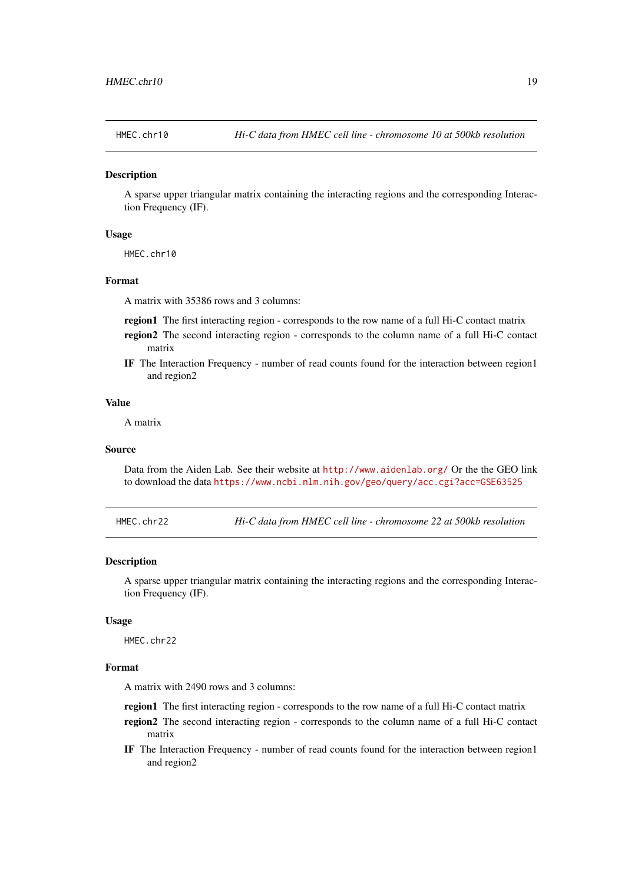## HMEC.chr10 — *Hi-C data from HMEC cell line - chromosome 10 at 500kb resolution*

### Description

A sparse upper triangular matrix containing the interacting regions and the corresponding Interaction Frequency (IF).

### Usage

```
HMEC.chr10
```

### Format

A matrix with 35386 rows and 3 columns:

- **region1** The first interacting region - corresponds to the row name of a full Hi-C contact matrix
- **region2** The second interacting region - corresponds to the column name of a full Hi-C contact matrix
- **IF** The Interaction Frequency - number of read counts found for the interaction between region1 and region2

### Value

A matrix

### Source

Data from the Aiden Lab. See their website at http://www.aidenlab.org/ Or the the GEO link to download the data https://www.ncbi.nlm.nih.gov/geo/query/acc.cgi?acc=GSE63525

## HMEC.chr22 — *Hi-C data from HMEC cell line - chromosome 22 at 500kb resolution*

### Description

A sparse upper triangular matrix containing the interacting regions and the corresponding Interaction Frequency (IF).

### Usage

```
HMEC.chr22
```

### Format

A matrix with 2490 rows and 3 columns:

- **region1** The first interacting region - corresponds to the row name of a full Hi-C contact matrix
- **region2** The second interacting region - corresponds to the column name of a full Hi-C contact matrix
- **IF** The Interaction Frequency - number of read counts found for the interaction between region1 and region2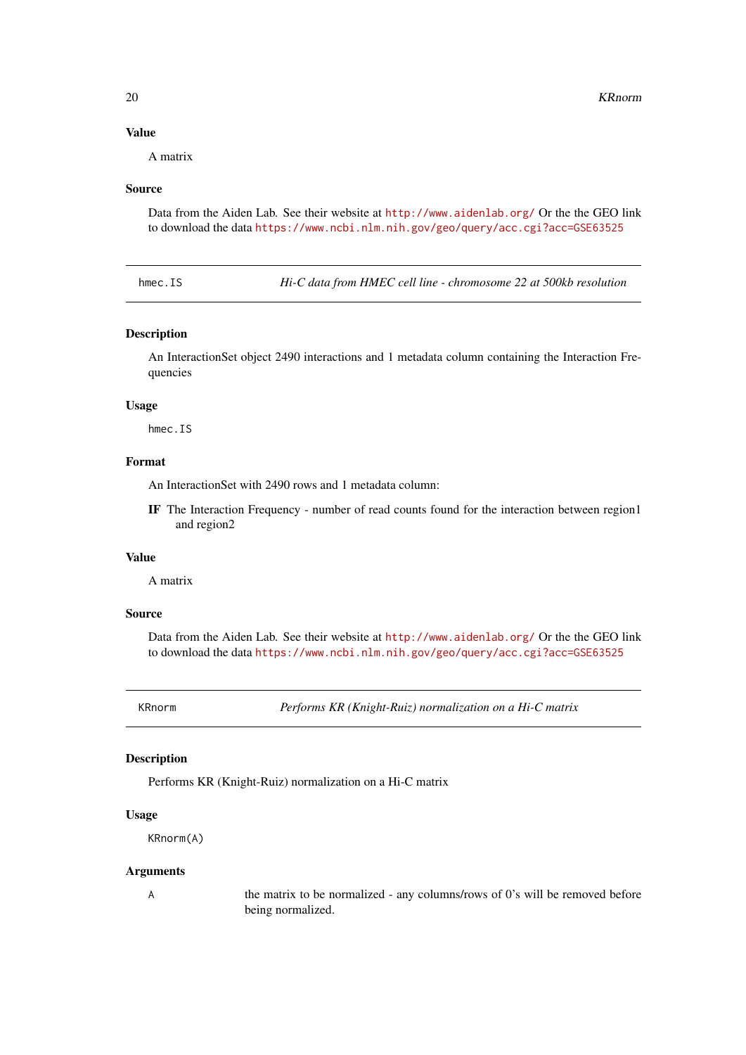### Value

A matrix

### Source

Data from the Aiden Lab. See their website at http://www.aidenlab.org/ Or the the GEO link to download the data https://www.ncbi.nlm.nih.gov/geo/query/acc.cgi?acc=GSE63525

---

## hmec.IS — *Hi-C data from HMEC cell line - chromosome 22 at 500kb resolution*

---

### Description

An InteractionSet object 2490 interactions and 1 metadata column containing the Interaction Frequencies

### Usage

```
hmec.IS
```

### Format

An InteractionSet with 2490 rows and 1 metadata column:

**IF** The Interaction Frequency - number of read counts found for the interaction between region1 and region2

### Value

A matrix

### Source

Data from the Aiden Lab. See their website at http://www.aidenlab.org/ Or the the GEO link to download the data https://www.ncbi.nlm.nih.gov/geo/query/acc.cgi?acc=GSE63525

---

## KRnorm — *Performs KR (Knight-Ruiz) normalization on a Hi-C matrix*

---

### Description

Performs KR (Knight-Ruiz) normalization on a Hi-C matrix

### Usage

```
KRnorm(A)
```

### Arguments

| | |
|---|---|
| A | the matrix to be normalized - any columns/rows of 0's will be removed before being normalized. |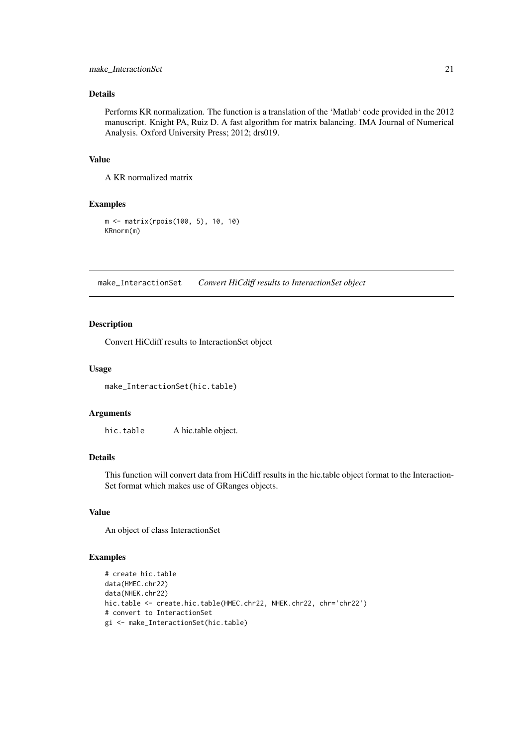### Details

Performs KR normalization. The function is a translation of the 'Matlab' code provided in the 2012 manuscript. Knight PA, Ruiz D. A fast algorithm for matrix balancing. IMA Journal of Numerical Analysis. Oxford University Press; 2012; drs019.

### Value

A KR normalized matrix

### Examples

```
m <- matrix(rpois(100, 5), 10, 10)
KRnorm(m)
```

---

## make_InteractionSet — *Convert HiCdiff results to InteractionSet object*

### Description

Convert HiCdiff results to InteractionSet object

### Usage

```
make_InteractionSet(hic.table)
```

### Arguments

| | |
|---|---|
| hic.table | A hic.table object. |

### Details

This function will convert data from HiCdiff results in the hic.table object format to the InteractionSet format which makes use of GRanges objects.

### Value

An object of class InteractionSet

### Examples

```
# create hic.table
data(HMEC.chr22)
data(NHEK.chr22)
hic.table <- create.hic.table(HMEC.chr22, NHEK.chr22, chr='chr22')
# convert to InteractionSet
gi <- make_InteractionSet(hic.table)
```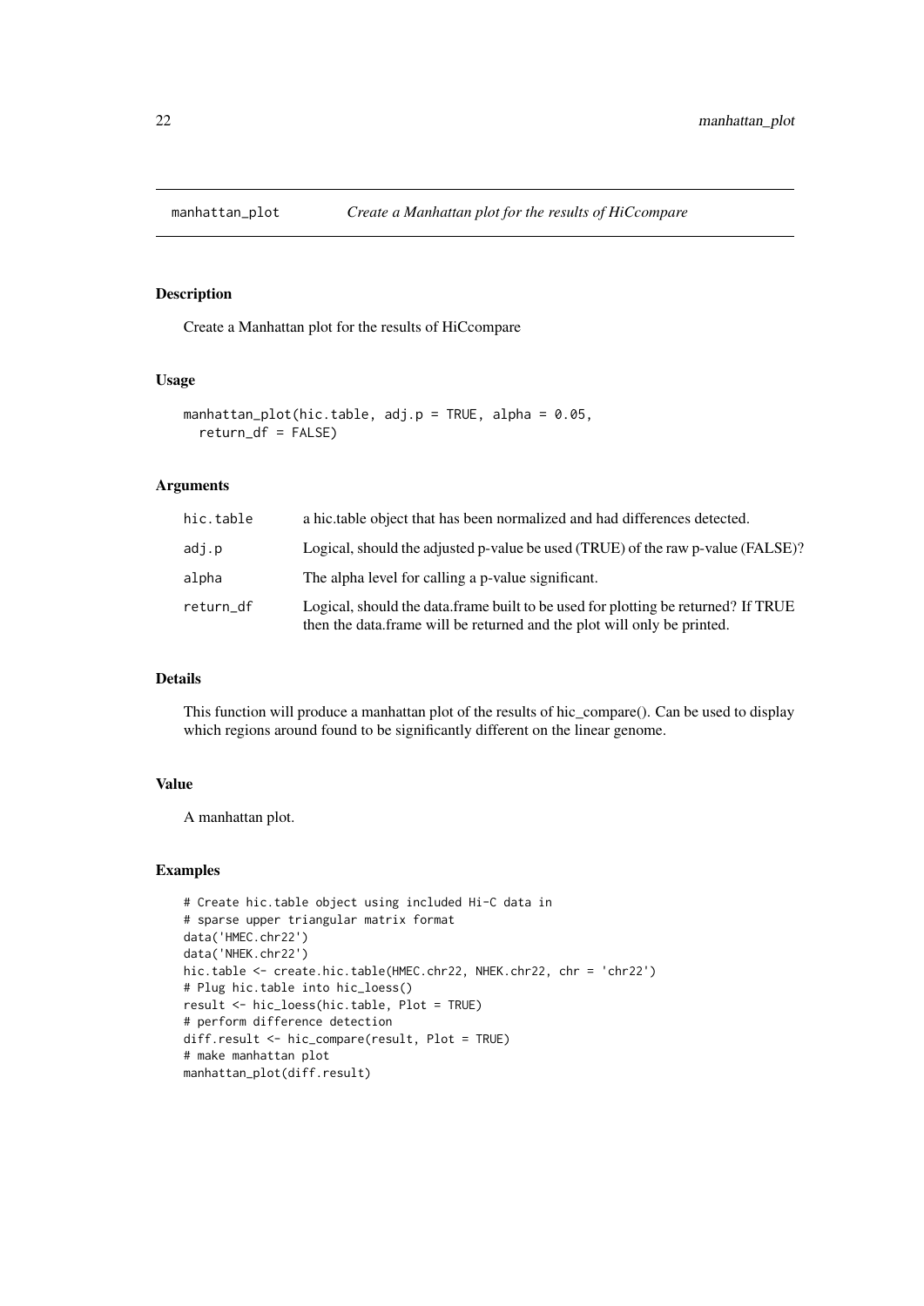manhattan_plot *Create a Manhattan plot for the results of HiCcompare*

## Description

Create a Manhattan plot for the results of HiCcompare

## Usage

```
manhattan_plot(hic.table, adj.p = TRUE, alpha = 0.05,
  return_df = FALSE)
```

## Arguments

| | |
|---|---|
| hic.table | a hic.table object that has been normalized and had differences detected. |
| adj.p | Logical, should the adjusted p-value be used (TRUE) of the raw p-value (FALSE)? |
| alpha | The alpha level for calling a p-value significant. |
| return_df | Logical, should the data.frame built to be used for plotting be returned? If TRUE then the data.frame will be returned and the plot will only be printed. |

## Details

This function will produce a manhattan plot of the results of hic_compare(). Can be used to display which regions around found to be significantly different on the linear genome.

## Value

A manhattan plot.

## Examples

```
# Create hic.table object using included Hi-C data in
# sparse upper triangular matrix format
data('HMEC.chr22')
data('NHEK.chr22')
hic.table <- create.hic.table(HMEC.chr22, NHEK.chr22, chr = 'chr22')
# Plug hic.table into hic_loess()
result <- hic_loess(hic.table, Plot = TRUE)
# perform difference detection
diff.result <- hic_compare(result, Plot = TRUE)
# make manhattan plot
manhattan_plot(diff.result)
```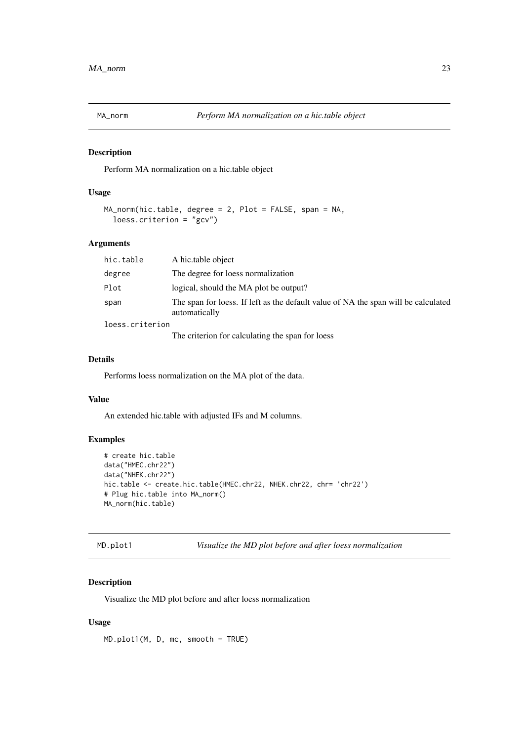## MA_norm — *Perform MA normalization on a hic.table object*

### Description

Perform MA normalization on a hic.table object

### Usage

```
MA_norm(hic.table, degree = 2, Plot = FALSE, span = NA,
  loess.criterion = "gcv")
```

### Arguments

| Argument | Description |
|---|---|
| hic.table | A hic.table object |
| degree | The degree for loess normalization |
| Plot | logical, should the MA plot be output? |
| span | The span for loess. If left as the default value of NA the span will be calculated automatically |
| loess.criterion | The criterion for calculating the span for loess |

### Details

Performs loess normalization on the MA plot of the data.

### Value

An extended hic.table with adjusted IFs and M columns.

### Examples

```
# create hic.table
data("HMEC.chr22")
data("NHEK.chr22")
hic.table <- create.hic.table(HMEC.chr22, NHEK.chr22, chr= 'chr22')
# Plug hic.table into MA_norm()
MA_norm(hic.table)
```

## MD.plot1 — *Visualize the MD plot before and after loess normalization*

### Description

Visualize the MD plot before and after loess normalization

### Usage

```
MD.plot1(M, D, mc, smooth = TRUE)
```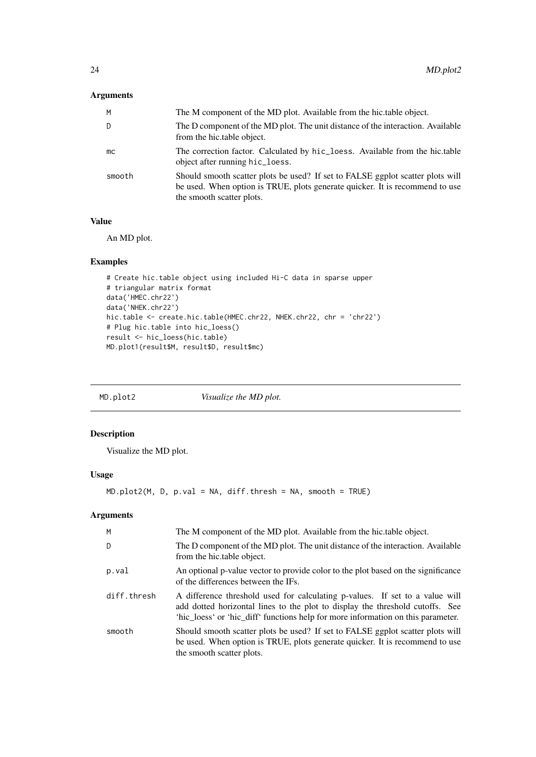### Arguments

| | |
|---|---|
| M | The M component of the MD plot. Available from the hic.table object. |
| D | The D component of the MD plot. The unit distance of the interaction. Available from the hic.table object. |
| mc | The correction factor. Calculated by `hic_loess`. Available from the hic.table object after running `hic_loess`. |
| smooth | Should smooth scatter plots be used? If set to FALSE ggplot scatter plots will be used. When option is TRUE, plots generate quicker. It is recommend to use the smooth scatter plots. |

### Value

An MD plot.

### Examples

```
# Create hic.table object using included Hi-C data in sparse upper
# triangular matrix format
data('HMEC.chr22')
data('NHEK.chr22')
hic.table <- create.hic.table(HMEC.chr22, NHEK.chr22, chr = 'chr22')
# Plug hic.table into hic_loess()
result <- hic_loess(hic.table)
MD.plot1(result$M, result$D, result$mc)
```

---

## MD.plot2 &nbsp;&nbsp;&nbsp; *Visualize the MD plot.*

---

### Description

Visualize the MD plot.

### Usage

```
MD.plot2(M, D, p.val = NA, diff.thresh = NA, smooth = TRUE)
```

### Arguments

| | |
|---|---|
| M | The M component of the MD plot. Available from the hic.table object. |
| D | The D component of the MD plot. The unit distance of the interaction. Available from the hic.table object. |
| p.val | An optional p-value vector to provide color to the plot based on the significance of the differences between the IFs. |
| diff.thresh | A difference threshold used for calculating p-values. If set to a value will add dotted horizontal lines to the plot to display the threshold cutoffs. See 'hic_loess' or 'hic_diff' functions help for more information on this parameter. |
| smooth | Should smooth scatter plots be used? If set to FALSE ggplot scatter plots will be used. When option is TRUE, plots generate quicker. It is recommend to use the smooth scatter plots. |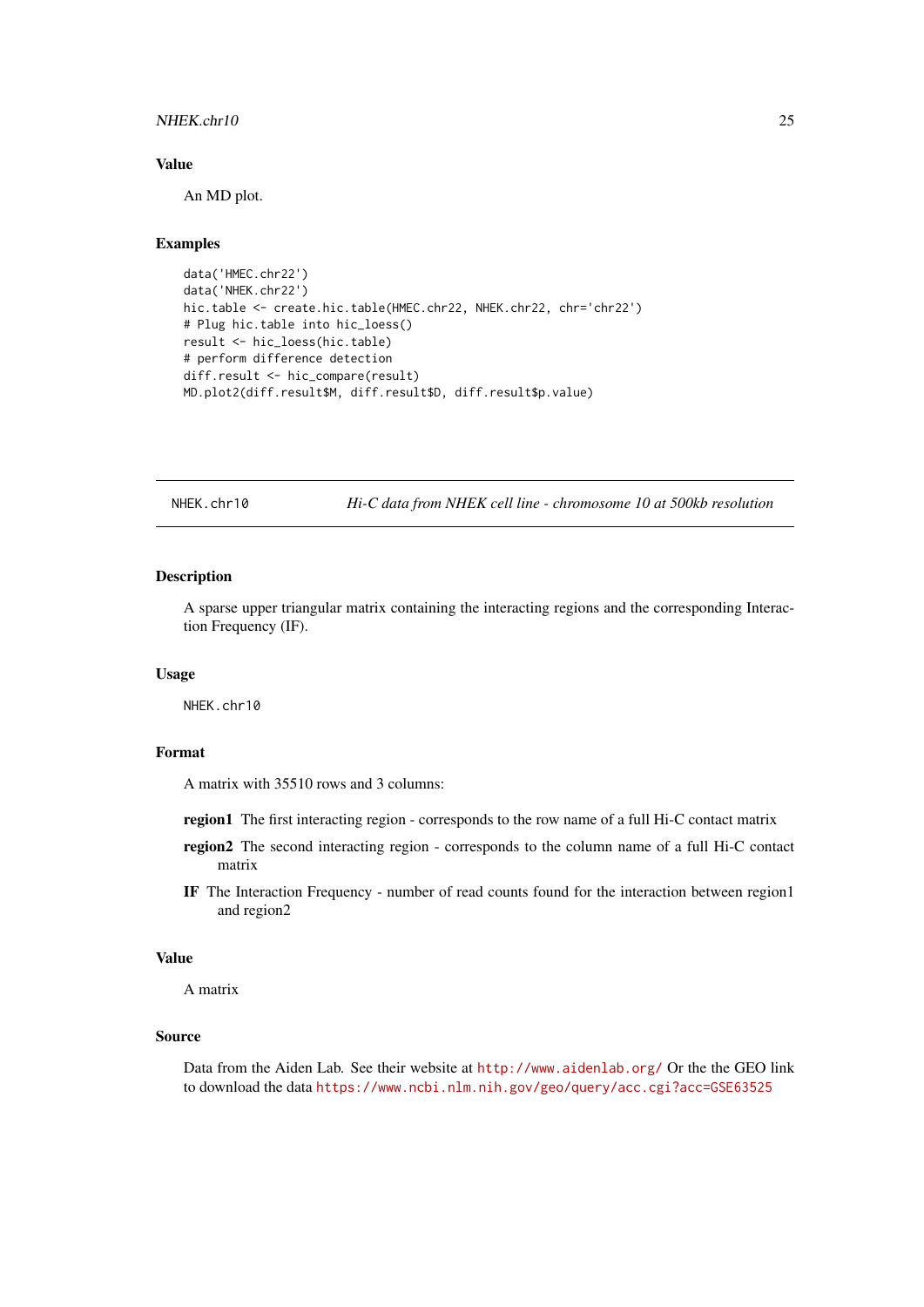### Value

An MD plot.

### Examples

```
data('HMEC.chr22')
data('NHEK.chr22')
hic.table <- create.hic.table(HMEC.chr22, NHEK.chr22, chr='chr22')
# Plug hic.table into hic_loess()
result <- hic_loess(hic.table)
# perform difference detection
diff.result <- hic_compare(result)
MD.plot2(diff.result$M, diff.result$D, diff.result$p.value)
```

---

## NHEK.chr10 — *Hi-C data from NHEK cell line - chromosome 10 at 500kb resolution*

---

### Description

A sparse upper triangular matrix containing the interacting regions and the corresponding Interaction Frequency (IF).

### Usage

```
NHEK.chr10
```

### Format

A matrix with 35510 rows and 3 columns:

- **region1** The first interacting region - corresponds to the row name of a full Hi-C contact matrix
- **region2** The second interacting region - corresponds to the column name of a full Hi-C contact matrix
- **IF** The Interaction Frequency - number of read counts found for the interaction between region1 and region2

### Value

A matrix

### Source

Data from the Aiden Lab. See their website at http://www.aidenlab.org/ Or the the GEO link to download the data https://www.ncbi.nlm.nih.gov/geo/query/acc.cgi?acc=GSE63525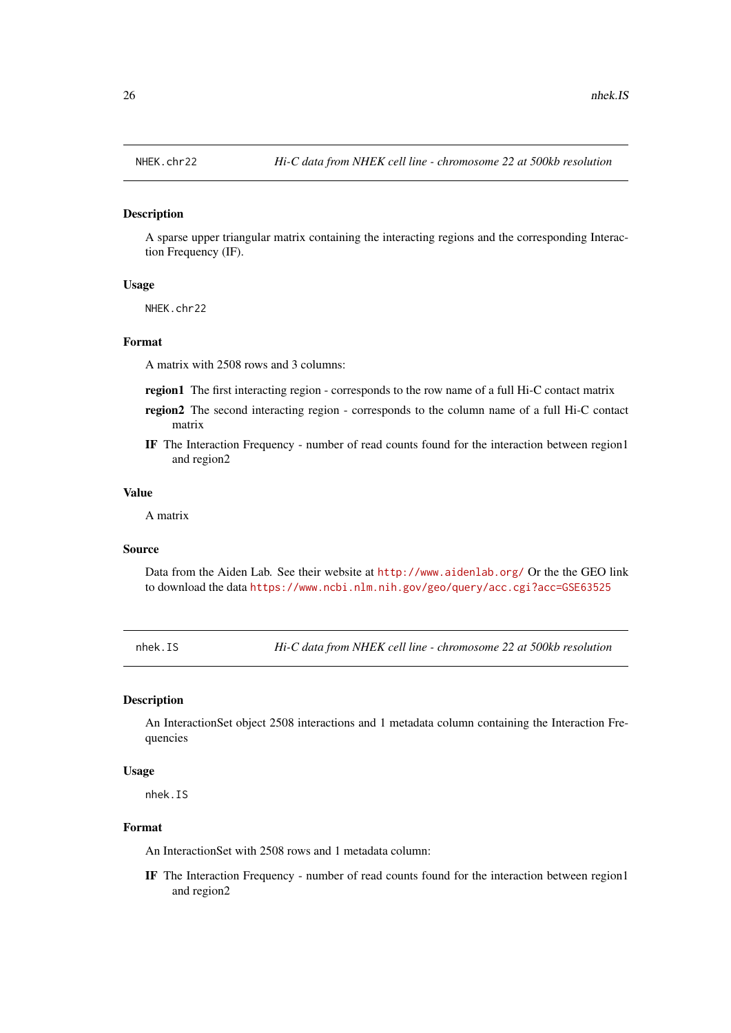## NEHK.chr22 — *Hi-C data from NHEK cell line - chromosome 22 at 500kb resolution*

### Description

A sparse upper triangular matrix containing the interacting regions and the corresponding Interaction Frequency (IF).

### Usage

```
NHEK.chr22
```

### Format

A matrix with 2508 rows and 3 columns:

**region1** The first interacting region - corresponds to the row name of a full Hi-C contact matrix

**region2** The second interacting region - corresponds to the column name of a full Hi-C contact matrix

**IF** The Interaction Frequency - number of read counts found for the interaction between region1 and region2

### Value

A matrix

### Source

Data from the Aiden Lab. See their website at http://www.aidenlab.org/ Or the the GEO link to download the data https://www.ncbi.nlm.nih.gov/geo/query/acc.cgi?acc=GSE63525

## nhek.IS — *Hi-C data from NHEK cell line - chromosome 22 at 500kb resolution*

### Description

An InteractionSet object 2508 interactions and 1 metadata column containing the Interaction Frequencies

### Usage

```
nhek.IS
```

### Format

An InteractionSet with 2508 rows and 1 metadata column:

**IF** The Interaction Frequency - number of read counts found for the interaction between region1 and region2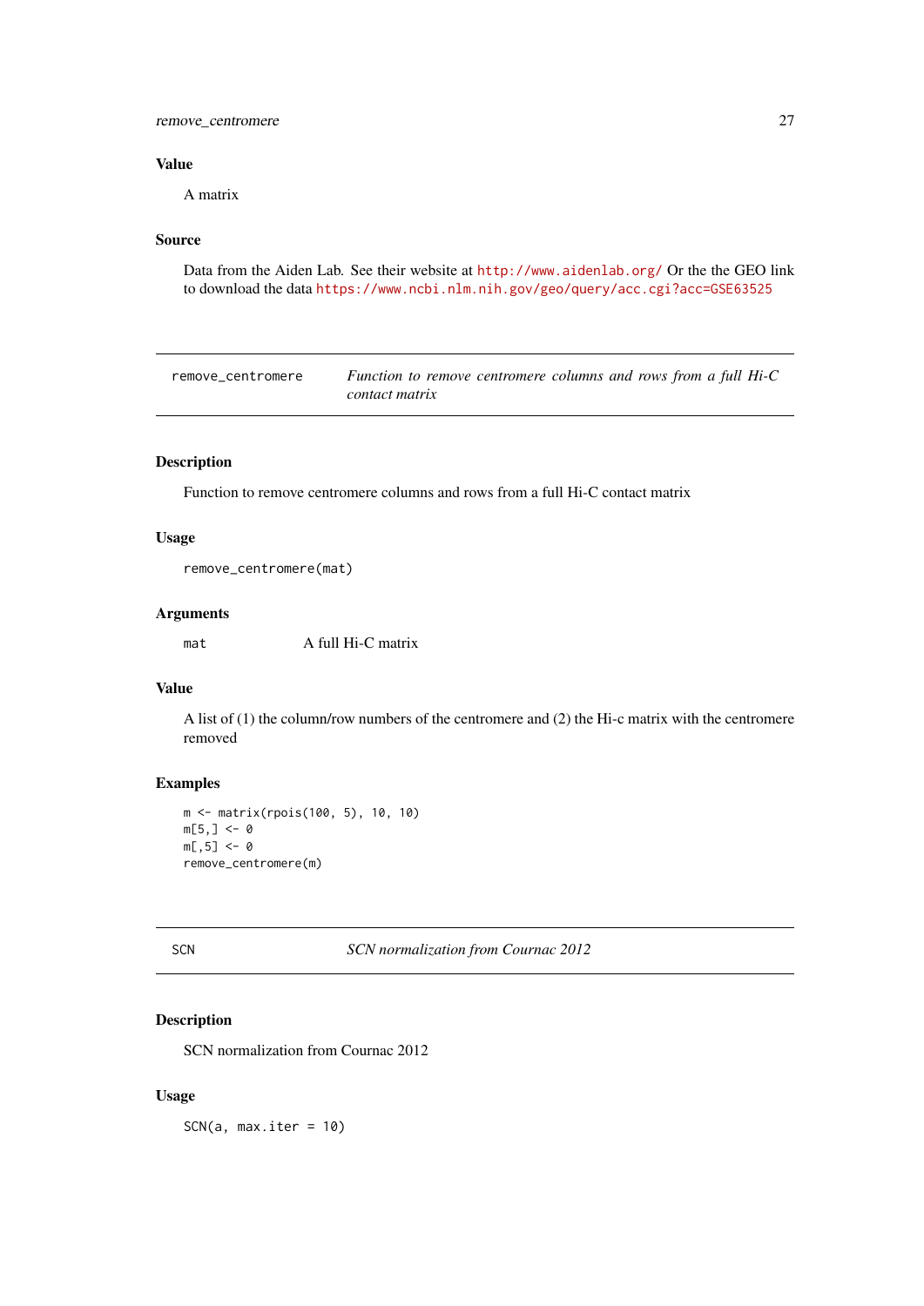### Value

A matrix

### Source

Data from the Aiden Lab. See their website at http://www.aidenlab.org/ Or the the GEO link to download the data https://www.ncbi.nlm.nih.gov/geo/query/acc.cgi?acc=GSE63525

---

## remove_centromere — *Function to remove centromere columns and rows from a full Hi-C contact matrix*

---

### Description

Function to remove centromere columns and rows from a full Hi-C contact matrix

### Usage

```
remove_centromere(mat)
```

### Arguments

| | |
|---|---|
| `mat` | A full Hi-C matrix |

### Value

A list of (1) the column/row numbers of the centromere and (2) the Hi-c matrix with the centromere removed

### Examples

```
m <- matrix(rpois(100, 5), 10, 10)
m[5,] <- 0
m[,5] <- 0
remove_centromere(m)
```

---

## SCN — *SCN normalization from Cournac 2012*

---

### Description

SCN normalization from Cournac 2012

### Usage

```
SCN(a, max.iter = 10)
```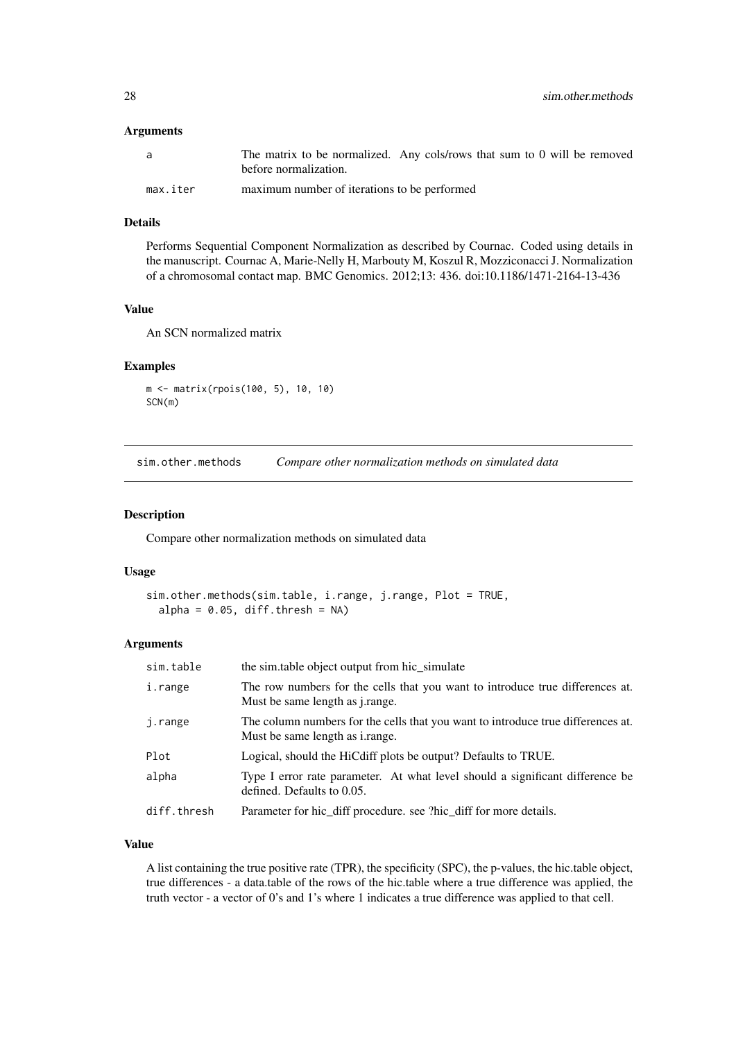### Arguments

| | |
|---|---|
| a | The matrix to be normalized. Any cols/rows that sum to 0 will be removed before normalization. |
| max.iter | maximum number of iterations to be performed |

### Details

Performs Sequential Component Normalization as described by Cournac. Coded using details in the manuscript. Cournac A, Marie-Nelly H, Marbouty M, Koszul R, Mozziconacci J. Normalization of a chromosomal contact map. BMC Genomics. 2012;13: 436. doi:10.1186/1471-2164-13-436

### Value

An SCN normalized matrix

### Examples

```
m <- matrix(rpois(100, 5), 10, 10)
SCN(m)
```

---

## sim.other.methods *Compare other normalization methods on simulated data*

### Description

Compare other normalization methods on simulated data

### Usage

```
sim.other.methods(sim.table, i.range, j.range, Plot = TRUE,
  alpha = 0.05, diff.thresh = NA)
```

### Arguments

| | |
|---|---|
| sim.table | the sim.table object output from hic_simulate |
| i.range | The row numbers for the cells that you want to introduce true differences at. Must be same length as j.range. |
| j.range | The column numbers for the cells that you want to introduce true differences at. Must be same length as i.range. |
| Plot | Logical, should the HiCdiff plots be output? Defaults to TRUE. |
| alpha | Type I error rate parameter. At what level should a significant difference be defined. Defaults to 0.05. |
| diff.thresh | Parameter for hic_diff procedure. see ?hic_diff for more details. |

### Value

A list containing the true positive rate (TPR), the specificity (SPC), the p-values, the hic.table object, true differences - a data.table of the rows of the hic.table where a true difference was applied, the truth vector - a vector of 0's and 1's where 1 indicates a true difference was applied to that cell.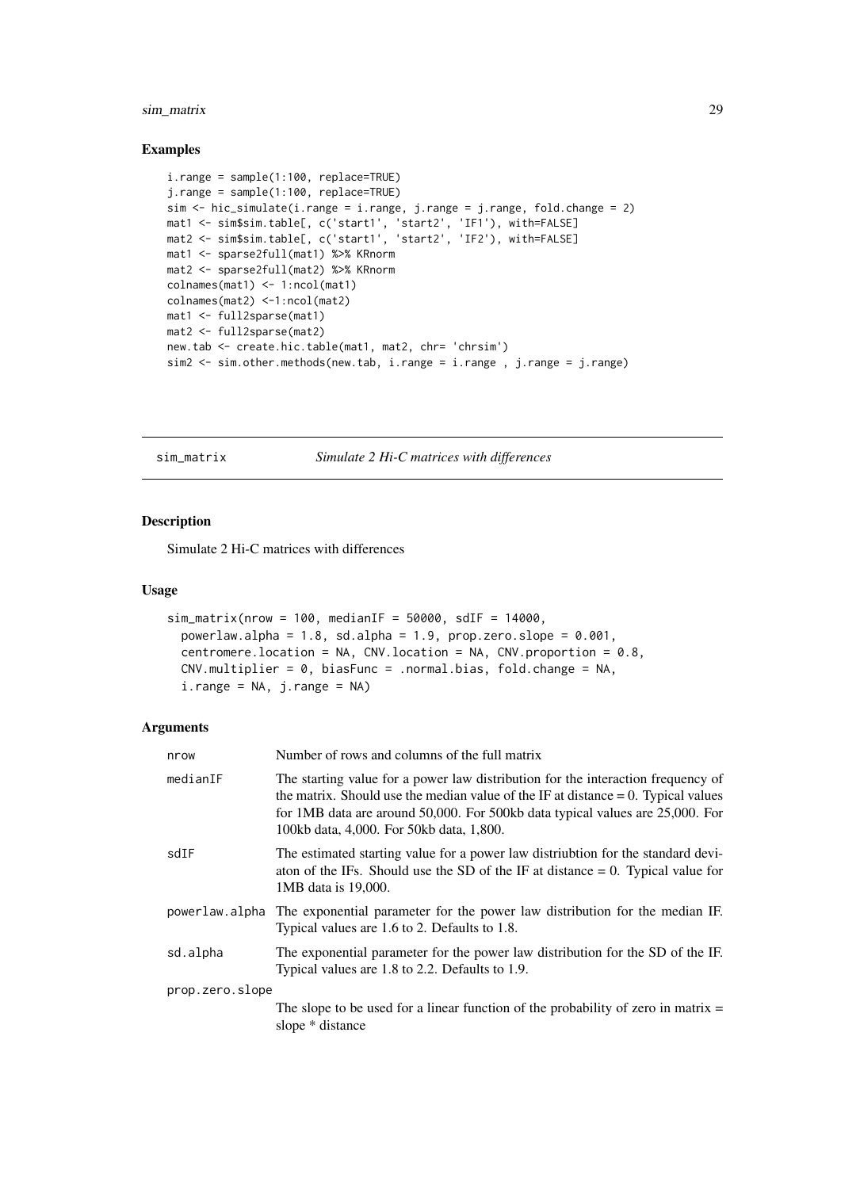## Examples

```
i.range = sample(1:100, replace=TRUE)
j.range = sample(1:100, replace=TRUE)
sim <- hic_simulate(i.range = i.range, j.range = j.range, fold.change = 2)
mat1 <- sim$sim.table[, c('start1', 'start2', 'IF1'), with=FALSE]
mat2 <- sim$sim.table[, c('start1', 'start2', 'IF2'), with=FALSE]
mat1 <- sparse2full(mat1) %>% KRnorm
mat2 <- sparse2full(mat2) %>% KRnorm
colnames(mat1) <- 1:ncol(mat1)
colnames(mat2) <-1:ncol(mat2)
mat1 <- full2sparse(mat1)
mat2 <- full2sparse(mat2)
new.tab <- create.hic.table(mat1, mat2, chr= 'chrsim')
sim2 <- sim.other.methods(new.tab, i.range = i.range , j.range = j.range)
```

---

# sim_matrix — *Simulate 2 Hi-C matrices with differences*

## Description

Simulate 2 Hi-C matrices with differences

## Usage

```
sim_matrix(nrow = 100, medianIF = 50000, sdIF = 14000,
  powerlaw.alpha = 1.8, sd.alpha = 1.9, prop.zero.slope = 0.001,
  centromere.location = NA, CNV.location = NA, CNV.proportion = 0.8,
  CNV.multiplier = 0, biasFunc = .normal.bias, fold.change = NA,
  i.range = NA, j.range = NA)
```

## Arguments

| | |
|---|---|
| nrow | Number of rows and columns of the full matrix |
| medianIF | The starting value for a power law distribution for the interaction frequency of the matrix. Should use the median value of the IF at distance = 0. Typical values for 1MB data are around 50,000. For 500kb data typical values are 25,000. For 100kb data, 4,000. For 50kb data, 1,800. |
| sdIF | The estimated starting value for a power law distriubtion for the standard deviaton of the IFs. Should use the SD of the IF at distance = 0. Typical value for 1MB data is 19,000. |
| powerlaw.alpha | The exponential parameter for the power law distribution for the median IF. Typical values are 1.6 to 2. Defaults to 1.8. |
| sd.alpha | The exponential parameter for the power law distribution for the SD of the IF. Typical values are 1.8 to 2.2. Defaults to 1.9. |
| prop.zero.slope | The slope to be used for a linear function of the probability of zero in matrix = slope * distance |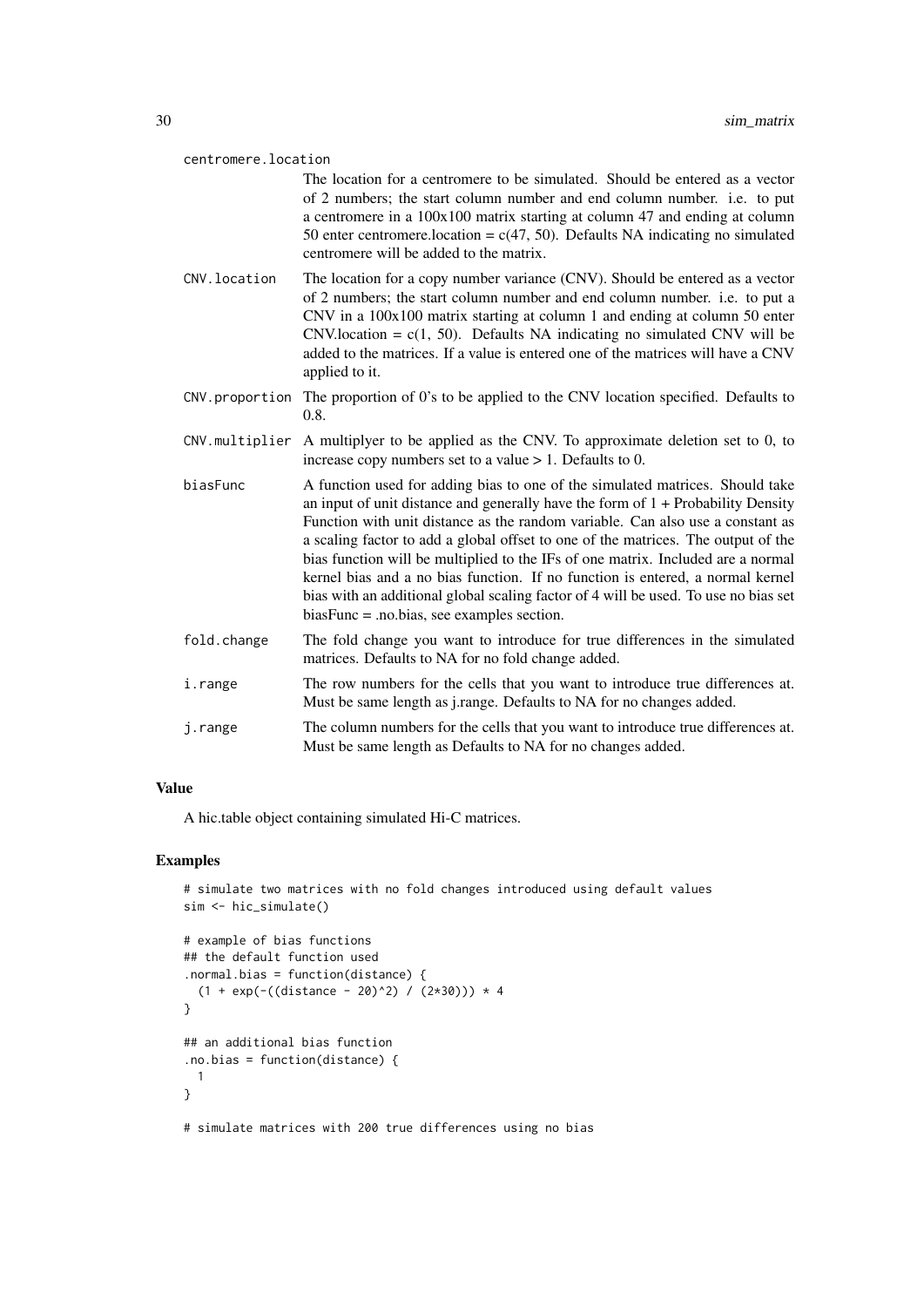centromere.location
: The location for a centromere to be simulated. Should be entered as a vector of 2 numbers; the start column number and end column number. i.e. to put a centromere in a 100x100 matrix starting at column 47 and ending at column 50 enter centromere.location = c(47, 50). Defaults NA indicating no simulated centromere will be added to the matrix.

CNV.location
: The location for a copy number variance (CNV). Should be entered as a vector of 2 numbers; the start column number and end column number. i.e. to put a CNV in a 100x100 matrix starting at column 1 and ending at column 50 enter CNV.location = c(1, 50). Defaults NA indicating no simulated CNV will be added to the matrices. If a value is entered one of the matrices will have a CNV applied to it.

CNV.proportion
: The proportion of 0's to be applied to the CNV location specified. Defaults to 0.8.

CNV.multiplier
: A multiplyer to be applied as the CNV. To approximate deletion set to 0, to increase copy numbers set to a value > 1. Defaults to 0.

biasFunc
: A function used for adding bias to one of the simulated matrices. Should take an input of unit distance and generally have the form of 1 + Probability Density Function with unit distance as the random variable. Can also use a constant as a scaling factor to add a global offset to one of the matrices. The output of the bias function will be multiplied to the IFs of one matrix. Included are a normal kernel bias and a no bias function. If no function is entered, a normal kernel bias with an additional global scaling factor of 4 will be used. To use no bias set biasFunc = .no.bias, see examples section.

fold.change
: The fold change you want to introduce for true differences in the simulated matrices. Defaults to NA for no fold change added.

i.range
: The row numbers for the cells that you want to introduce true differences at. Must be same length as j.range. Defaults to NA for no changes added.

j.range
: The column numbers for the cells that you want to introduce true differences at. Must be same length as Defaults to NA for no changes added.

### Value

A hic.table object containing simulated Hi-C matrices.

### Examples

```
# simulate two matrices with no fold changes introduced using default values
sim <- hic_simulate()

# example of bias functions
## the default function used
.normal.bias = function(distance) {
  (1 + exp(-((distance - 20)^2) / (2*30))) * 4
}

## an additional bias function
.no.bias = function(distance) {
  1
}

# simulate matrices with 200 true differences using no bias
```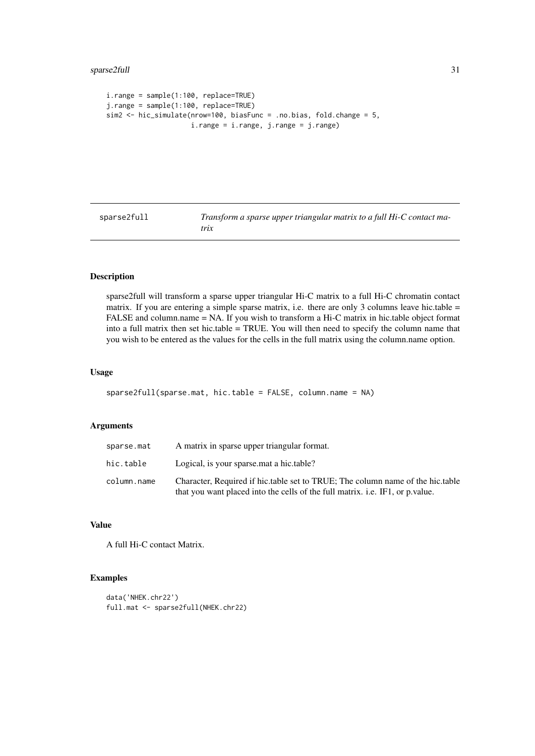```
i.range = sample(1:100, replace=TRUE)
j.range = sample(1:100, replace=TRUE)
sim2 <- hic_simulate(nrow=100, biasFunc = .no.bias, fold.change = 5,
                     i.range = i.range, j.range = j.range)
```

---

# sparse2full — *Transform a sparse upper triangular matrix to a full Hi-C contact matrix*

---

## Description

sparse2full will transform a sparse upper triangular Hi-C matrix to a full Hi-C chromatin contact matrix. If you are entering a simple sparse matrix, i.e. there are only 3 columns leave hic.table = FALSE and column.name = NA. If you wish to transform a Hi-C matrix in hic.table object format into a full matrix then set hic.table = TRUE. You will then need to specify the column name that you wish to be entered as the values for the cells in the full matrix using the column.name option.

## Usage

```
sparse2full(sparse.mat, hic.table = FALSE, column.name = NA)
```

## Arguments

| | |
|---|---|
| `sparse.mat` | A matrix in sparse upper triangular format. |
| `hic.table` | Logical, is your sparse.mat a hic.table? |
| `column.name` | Character, Required if hic.table set to TRUE; The column name of the hic.table that you want placed into the cells of the full matrix. i.e. IF1, or p.value. |

## Value

A full Hi-C contact Matrix.

## Examples

```
data('NHEK.chr22')
full.mat <- sparse2full(NHEK.chr22)
```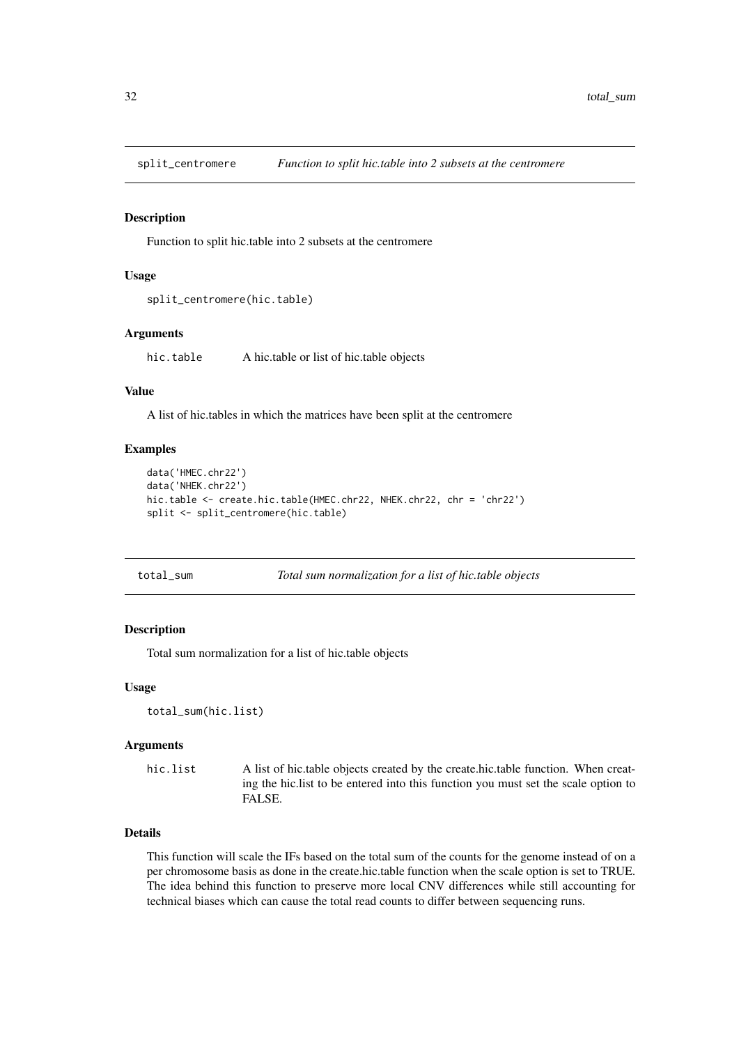## split_centromere — *Function to split hic.table into 2 subsets at the centromere*

### Description

Function to split hic.table into 2 subsets at the centromere

### Usage

```
split_centromere(hic.table)
```

### Arguments

| | |
|---|---|
| hic.table | A hic.table or list of hic.table objects |

### Value

A list of hic.tables in which the matrices have been split at the centromere

### Examples

```
data('HMEC.chr22')
data('NHEK.chr22')
hic.table <- create.hic.table(HMEC.chr22, NHEK.chr22, chr = 'chr22')
split <- split_centromere(hic.table)
```

## total_sum — *Total sum normalization for a list of hic.table objects*

### Description

Total sum normalization for a list of hic.table objects

### Usage

```
total_sum(hic.list)
```

### Arguments

| | |
|---|---|
| hic.list | A list of hic.table objects created by the create.hic.table function. When creating the hic.list to be entered into this function you must set the scale option to FALSE. |

### Details

This function will scale the IFs based on the total sum of the counts for the genome instead of on a per chromosome basis as done in the create.hic.table function when the scale option is set to TRUE. The idea behind this function to preserve more local CNV differences while still accounting for technical biases which can cause the total read counts to differ between sequencing runs.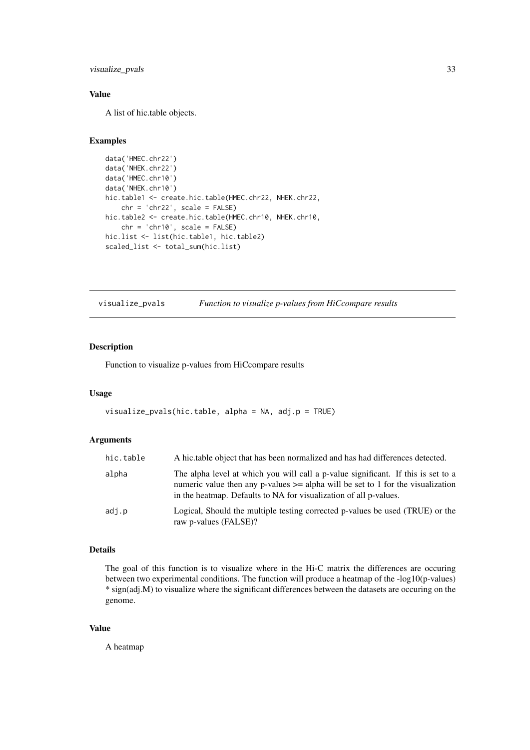### Value

A list of hic.table objects.

### Examples

```
data('HMEC.chr22')
data('NHEK.chr22')
data('HMEC.chr10')
data('NHEK.chr10')
hic.table1 <- create.hic.table(HMEC.chr22, NHEK.chr22,
    chr = 'chr22', scale = FALSE)
hic.table2 <- create.hic.table(HMEC.chr10, NHEK.chr10,
    chr = 'chr10', scale = FALSE)
hic.list <- list(hic.table1, hic.table2)
scaled_list <- total_sum(hic.list)
```

---

## visualize_pvals — *Function to visualize p-values from HiCcompare results*

---

### Description

Function to visualize p-values from HiCcompare results

### Usage

```
visualize_pvals(hic.table, alpha = NA, adj.p = TRUE)
```

### Arguments

| Argument | Description |
|---|---|
| hic.table | A hic.table object that has been normalized and has had differences detected. |
| alpha | The alpha level at which you will call a p-value significant. If this is set to a numeric value then any p-values >= alpha will be set to 1 for the visualization in the heatmap. Defaults to NA for visualization of all p-values. |
| adj.p | Logical, Should the multiple testing corrected p-values be used (TRUE) or the raw p-values (FALSE)? |

### Details

The goal of this function is to visualize where in the Hi-C matrix the differences are occuring between two experimental conditions. The function will produce a heatmap of the -log10(p-values) * sign(adj.M) to visualize where the significant differences between the datasets are occuring on the genome.

### Value

A heatmap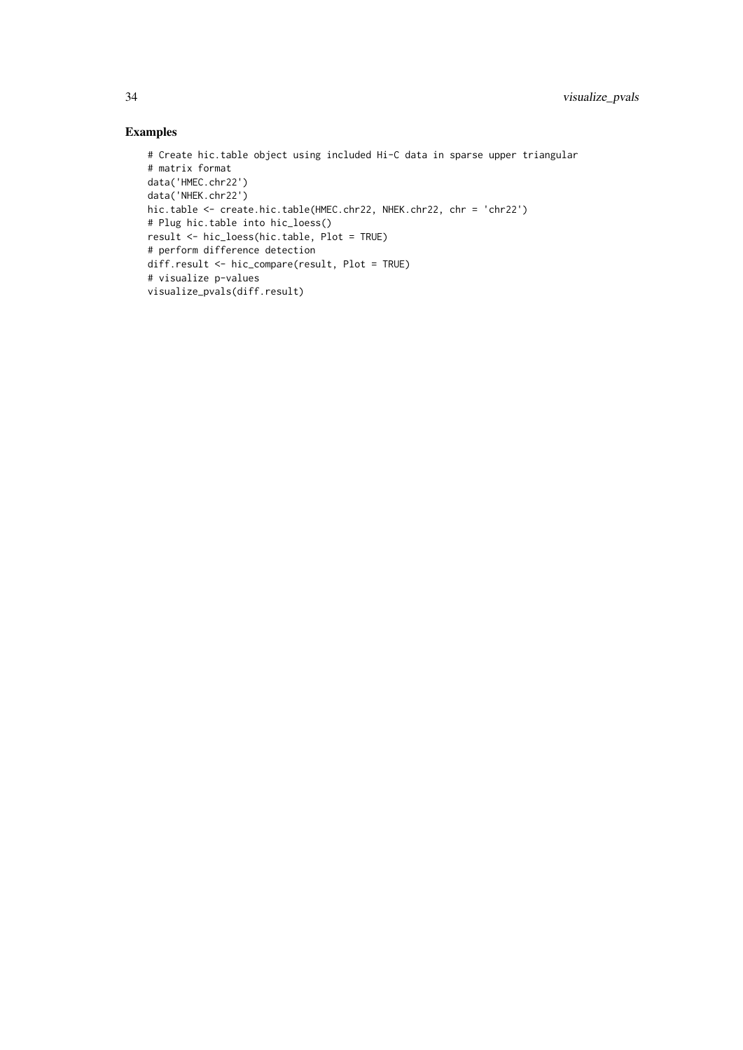### Examples

```
# Create hic.table object using included Hi-C data in sparse upper triangular
# matrix format
data('HMEC.chr22')
data('NHEK.chr22')
hic.table <- create.hic.table(HMEC.chr22, NHEK.chr22, chr = 'chr22')
# Plug hic.table into hic_loess()
result <- hic_loess(hic.table, Plot = TRUE)
# perform difference detection
diff.result <- hic_compare(result, Plot = TRUE)
# visualize p-values
visualize_pvals(diff.result)
```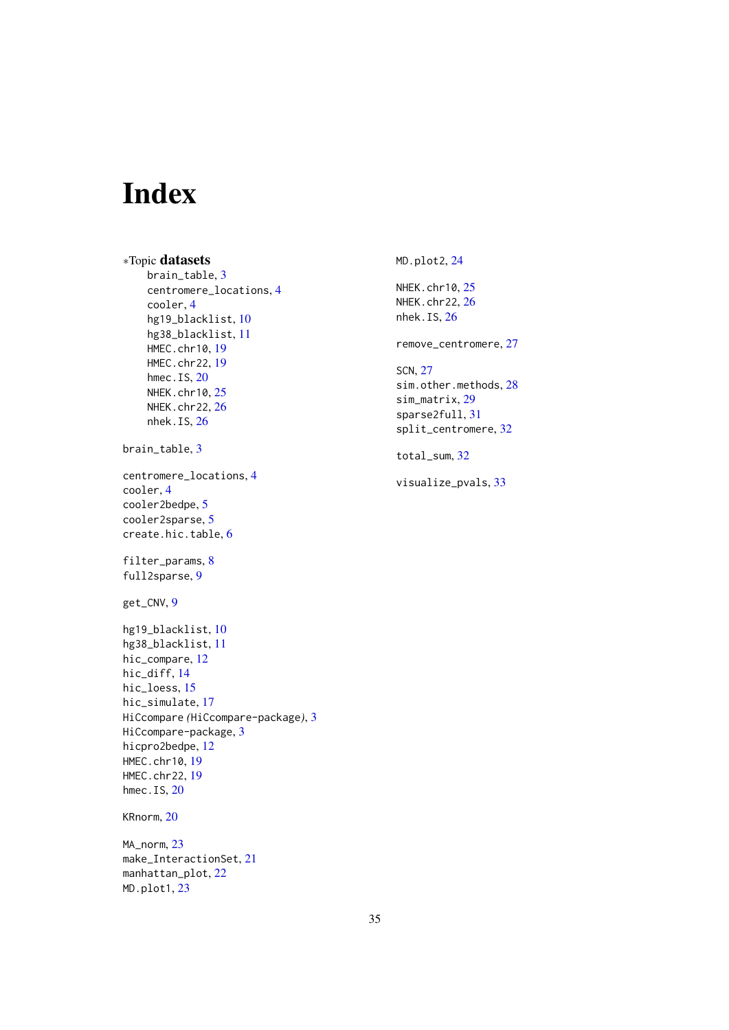# Index

*Topic **datasets**
- brain_table, 3
- centromere_locations, 4
- cooler, 4
- hg19_blacklist, 10
- hg38_blacklist, 11
- HMEC.chr10, 19
- HMEC.chr22, 19
- hmec.IS, 20
- NHEK.chr10, 25
- NHEK.chr22, 26
- nhek.IS, 26

brain_table, 3

centromere_locations, 4
cooler, 4
cooler2bedpe, 5
cooler2sparse, 5
create.hic.table, 6

filter_params, 8
full2sparse, 9

get_CNV, 9

hg19_blacklist, 10
hg38_blacklist, 11
hic_compare, 12
hic_diff, 14
hic_loess, 15
hic_simulate, 17
HiCcompare (HiCcompare-package), 3
HiCcompare-package, 3
hicpro2bedpe, 12
HMEC.chr10, 19
HMEC.chr22, 19
hmec.IS, 20

KRnorm, 20

MA_norm, 23
make_InteractionSet, 21
manhattan_plot, 22
MD.plot1, 23
MD.plot2, 24

NHEK.chr10, 25
NHEK.chr22, 26
nhek.IS, 26

remove_centromere, 27

SCN, 27
sim.other.methods, 28
sim_matrix, 29
sparse2full, 31
split_centromere, 32

total_sum, 32

visualize_pvals, 33